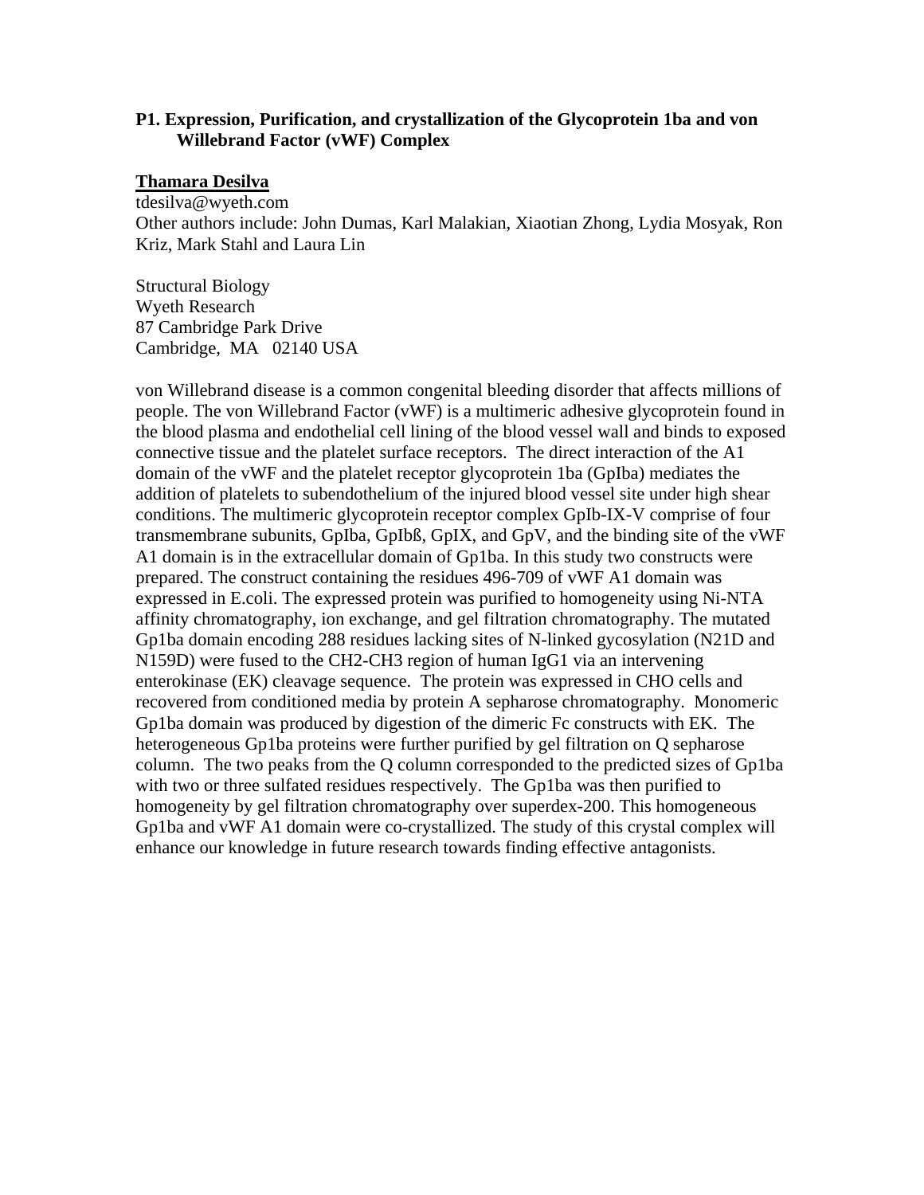**P1. Expression, Purification, and crystallization of the Glycoprotein 1ba and von Willebrand Factor (vWF) Complex**

**<u>Thamara Desilva</u>**
tdesilva@wyeth.com
Other authors include: John Dumas, Karl Malakian, Xiaotian Zhong, Lydia Mosyak, Ron Kriz, Mark Stahl and Laura Lin

Structural Biology
Wyeth Research
87 Cambridge Park Drive
Cambridge, MA 02140 USA

von Willebrand disease is a common congenital bleeding disorder that affects millions of people. The von Willebrand Factor (vWF) is a multimeric adhesive glycoprotein found in the blood plasma and endothelial cell lining of the blood vessel wall and binds to exposed connective tissue and the platelet surface receptors. The direct interaction of the A1 domain of the vWF and the platelet receptor glycoprotein 1ba (GpIba) mediates the addition of platelets to subendothelium of the injured blood vessel site under high shear conditions. The multimeric glycoprotein receptor complex GpIb-IX-V comprise of four transmembrane subunits, GpIba, GpIbß, GpIX, and GpV, and the binding site of the vWF A1 domain is in the extracellular domain of Gp1ba. In this study two constructs were prepared. The construct containing the residues 496-709 of vWF A1 domain was expressed in E.coli. The expressed protein was purified to homogeneity using Ni-NTA affinity chromatography, ion exchange, and gel filtration chromatography. The mutated Gp1ba domain encoding 288 residues lacking sites of N-linked gycosylation (N21D and N159D) were fused to the CH2-CH3 region of human IgG1 via an intervening enterokinase (EK) cleavage sequence. The protein was expressed in CHO cells and recovered from conditioned media by protein A sepharose chromatography. Monomeric Gp1ba domain was produced by digestion of the dimeric Fc constructs with EK. The heterogeneous Gp1ba proteins were further purified by gel filtration on Q sepharose column. The two peaks from the Q column corresponded to the predicted sizes of Gp1ba with two or three sulfated residues respectively. The Gp1ba was then purified to homogeneity by gel filtration chromatography over superdex-200. This homogeneous Gp1ba and vWF A1 domain were co-crystallized. The study of this crystal complex will enhance our knowledge in future research towards finding effective antagonists.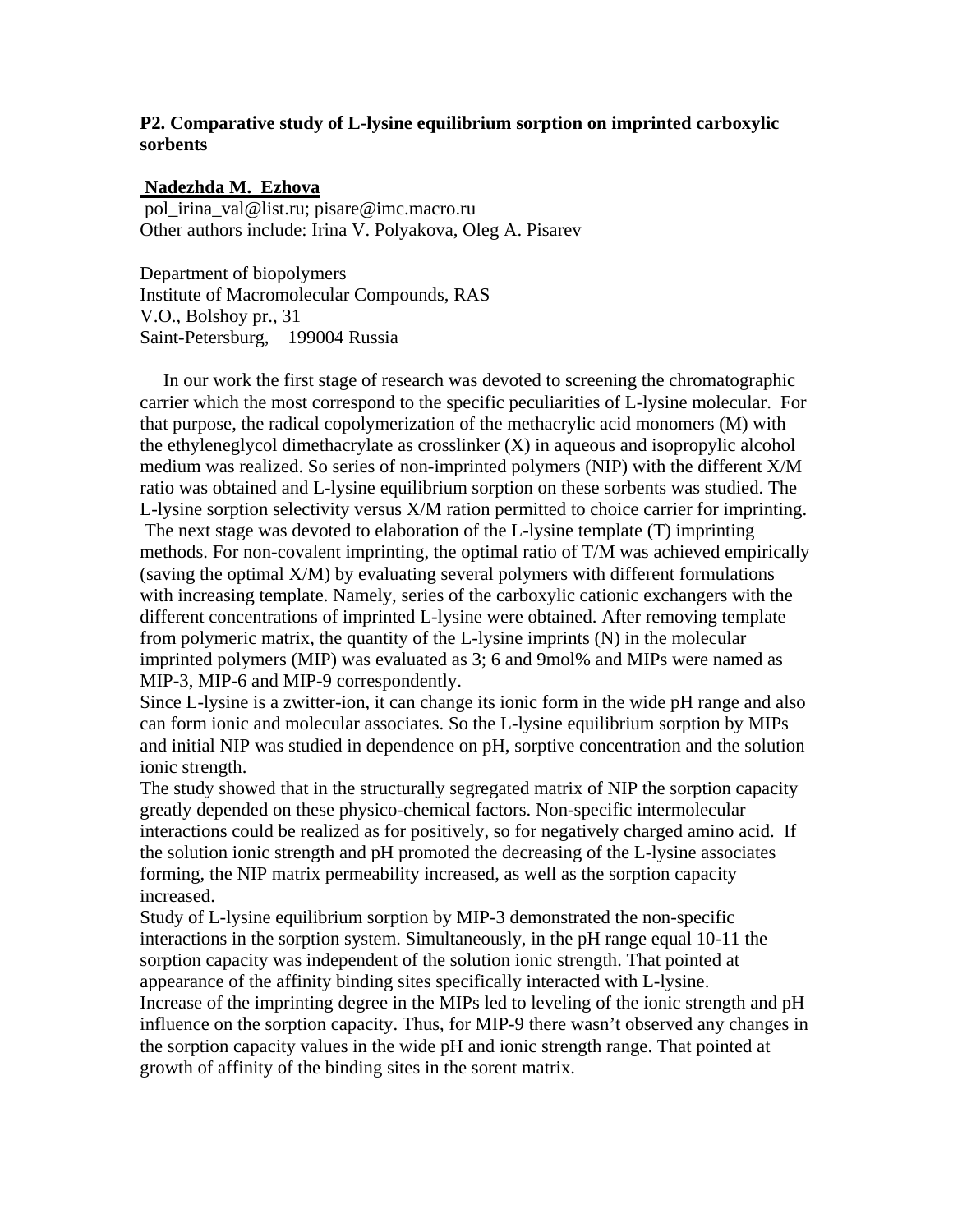## P2. Comparative study of L-lysine equilibrium sorption on imprinted carboxylic sorbents

**Nadezhda M. Ezhova**

pol_irina_val@list.ru; pisare@imc.macro.ru

Other authors include: Irina V. Polyakova, Oleg A. Pisarev

Department of biopolymers

Institute of Macromolecular Compounds, RAS

V.O., Bolshoy pr., 31

Saint-Petersburg, 199004 Russia

In our work the first stage of research was devoted to screening the chromatographic carrier which the most correspond to the specific peculiarities of L-lysine molecular. For that purpose, the radical copolymerization of the methacrylic acid monomers (M) with the ethyleneglycol dimethacrylate as crosslinker (X) in aqueous and isopropylic alcohol medium was realized. So series of non-imprinted polymers (NIP) with the different X/M ratio was obtained and L-lysine equilibrium sorption on these sorbents was studied. The L-lysine sorption selectivity versus X/M ration permitted to choice carrier for imprinting. The next stage was devoted to elaboration of the L-lysine template (T) imprinting methods. For non-covalent imprinting, the optimal ratio of T/M was achieved empirically (saving the optimal X/M) by evaluating several polymers with different formulations with increasing template. Namely, series of the carboxylic cationic exchangers with the different concentrations of imprinted L-lysine were obtained. After removing template from polymeric matrix, the quantity of the L-lysine imprints (N) in the molecular imprinted polymers (MIP) was evaluated as 3; 6 and 9mol% and MIPs were named as MIP-3, MIP-6 and MIP-9 correspondently.

Since L-lysine is a zwitter-ion, it can change its ionic form in the wide pH range and also can form ionic and molecular associates. So the L-lysine equilibrium sorption by MIPs and initial NIP was studied in dependence on pH, sorptive concentration and the solution ionic strength.

The study showed that in the structurally segregated matrix of NIP the sorption capacity greatly depended on these physico-chemical factors. Non-specific intermolecular interactions could be realized as for positively, so for negatively charged amino acid. If the solution ionic strength and pH promoted the decreasing of the L-lysine associates forming, the NIP matrix permeability increased, as well as the sorption capacity increased.

Study of L-lysine equilibrium sorption by MIP-3 demonstrated the non-specific interactions in the sorption system. Simultaneously, in the pH range equal 10-11 the sorption capacity was independent of the solution ionic strength. That pointed at appearance of the affinity binding sites specifically interacted with L-lysine.

Increase of the imprinting degree in the MIPs led to leveling of the ionic strength and pH influence on the sorption capacity. Thus, for MIP-9 there wasn't observed any changes in the sorption capacity values in the wide pH and ionic strength range. That pointed at growth of affinity of the binding sites in the sorent matrix.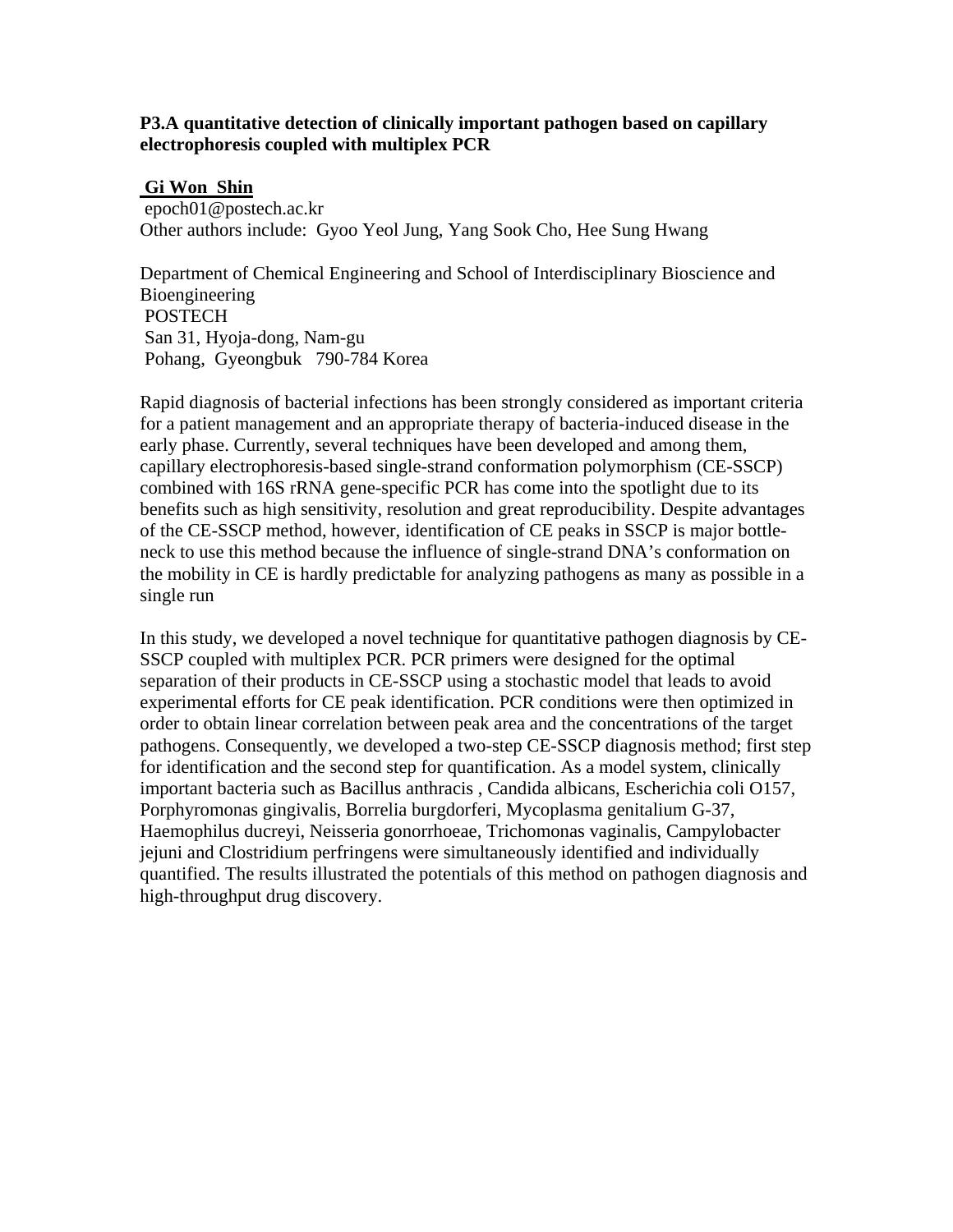**P3.A quantitative detection of clinically important pathogen based on capillary electrophoresis coupled with multiplex PCR**

**Gi Won Shin**
epoch01@postech.ac.kr
Other authors include: Gyoo Yeol Jung, Yang Sook Cho, Hee Sung Hwang

Department of Chemical Engineering and School of Interdisciplinary Bioscience and Bioengineering
POSTECH
San 31, Hyoja-dong, Nam-gu
Pohang, Gyeongbuk 790-784 Korea

Rapid diagnosis of bacterial infections has been strongly considered as important criteria for a patient management and an appropriate therapy of bacteria-induced disease in the early phase. Currently, several techniques have been developed and among them, capillary electrophoresis-based single-strand conformation polymorphism (CE-SSCP) combined with 16S rRNA gene-specific PCR has come into the spotlight due to its benefits such as high sensitivity, resolution and great reproducibility. Despite advantages of the CE-SSCP method, however, identification of CE peaks in SSCP is major bottle-neck to use this method because the influence of single-strand DNA's conformation on the mobility in CE is hardly predictable for analyzing pathogens as many as possible in a single run

In this study, we developed a novel technique for quantitative pathogen diagnosis by CE-SSCP coupled with multiplex PCR. PCR primers were designed for the optimal separation of their products in CE-SSCP using a stochastic model that leads to avoid experimental efforts for CE peak identification. PCR conditions were then optimized in order to obtain linear correlation between peak area and the concentrations of the target pathogens. Consequently, we developed a two-step CE-SSCP diagnosis method; first step for identification and the second step for quantification. As a model system, clinically important bacteria such as Bacillus anthracis , Candida albicans, Escherichia coli O157, Porphyromonas gingivalis, Borrelia burgdorferi, Mycoplasma genitalium G-37, Haemophilus ducreyi, Neisseria gonorrhoeae, Trichomonas vaginalis, Campylobacter jejuni and Clostridium perfringens were simultaneously identified and individually quantified. The results illustrated the potentials of this method on pathogen diagnosis and high-throughput drug discovery.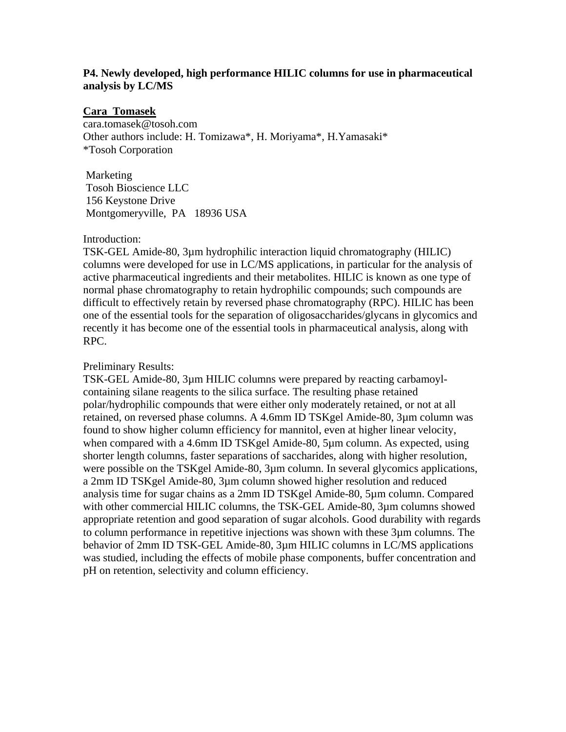**P4. Newly developed, high performance HILIC columns for use in pharmaceutical analysis by LC/MS**

**Cara Tomasek**
cara.tomasek@tosoh.com
Other authors include: H. Tomizawa*, H. Moriyama*, H.Yamasaki*
*Tosoh Corporation

Marketing
Tosoh Bioscience LLC
156 Keystone Drive
Montgomeryville, PA 18936 USA

Introduction:
TSK-GEL Amide-80, 3µm hydrophilic interaction liquid chromatography (HILIC) columns were developed for use in LC/MS applications, in particular for the analysis of active pharmaceutical ingredients and their metabolites. HILIC is known as one type of normal phase chromatography to retain hydrophilic compounds; such compounds are difficult to effectively retain by reversed phase chromatography (RPC). HILIC has been one of the essential tools for the separation of oligosaccharides/glycans in glycomics and recently it has become one of the essential tools in pharmaceutical analysis, along with RPC.

Preliminary Results:
TSK-GEL Amide-80, 3µm HILIC columns were prepared by reacting carbamoyl-containing silane reagents to the silica surface. The resulting phase retained polar/hydrophilic compounds that were either only moderately retained, or not at all retained, on reversed phase columns. A 4.6mm ID TSKgel Amide-80, 3µm column was found to show higher column efficiency for mannitol, even at higher linear velocity, when compared with a 4.6mm ID TSKgel Amide-80, 5µm column. As expected, using shorter length columns, faster separations of saccharides, along with higher resolution, were possible on the TSKgel Amide-80, 3µm column. In several glycomics applications, a 2mm ID TSKgel Amide-80, 3µm column showed higher resolution and reduced analysis time for sugar chains as a 2mm ID TSKgel Amide-80, 5µm column. Compared with other commercial HILIC columns, the TSK-GEL Amide-80, 3µm columns showed appropriate retention and good separation of sugar alcohols. Good durability with regards to column performance in repetitive injections was shown with these 3µm columns. The behavior of 2mm ID TSK-GEL Amide-80, 3µm HILIC columns in LC/MS applications was studied, including the effects of mobile phase components, buffer concentration and pH on retention, selectivity and column efficiency.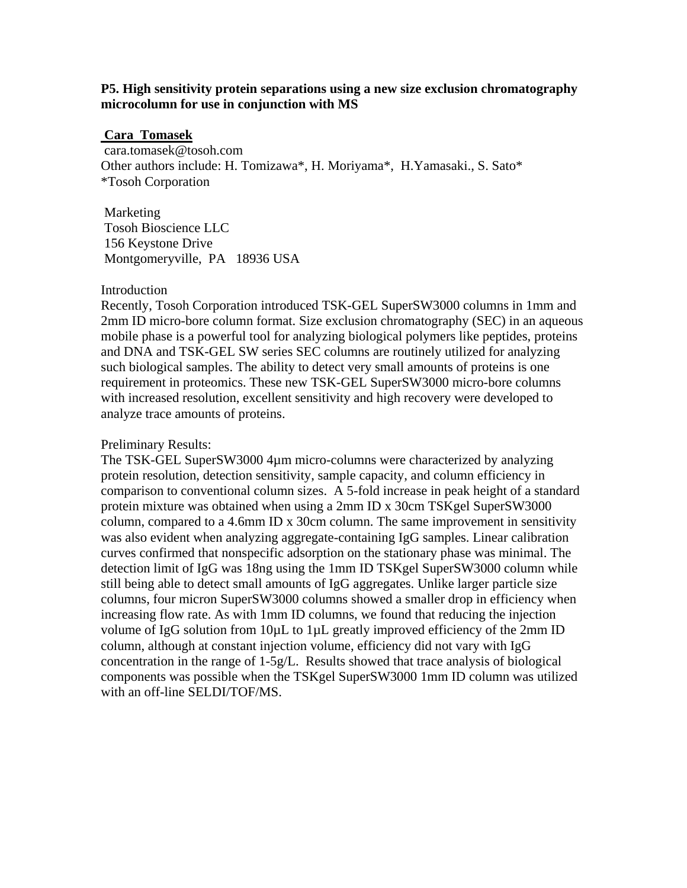**P5. High sensitivity protein separations using a new size exclusion chromatography microcolumn for use in conjunction with MS**

**Cara Tomasek**

cara.tomasek@tosoh.com

Other authors include: H. Tomizawa*, H. Moriyama*, H.Yamasaki., S. Sato*

*Tosoh Corporation

Marketing
Tosoh Bioscience LLC
156 Keystone Drive
Montgomeryville, PA 18936 USA

Introduction

Recently, Tosoh Corporation introduced TSK-GEL SuperSW3000 columns in 1mm and 2mm ID micro-bore column format. Size exclusion chromatography (SEC) in an aqueous mobile phase is a powerful tool for analyzing biological polymers like peptides, proteins and DNA and TSK-GEL SW series SEC columns are routinely utilized for analyzing such biological samples. The ability to detect very small amounts of proteins is one requirement in proteomics. These new TSK-GEL SuperSW3000 micro-bore columns with increased resolution, excellent sensitivity and high recovery were developed to analyze trace amounts of proteins.

Preliminary Results:

The TSK-GEL SuperSW3000 4µm micro-columns were characterized by analyzing protein resolution, detection sensitivity, sample capacity, and column efficiency in comparison to conventional column sizes. A 5-fold increase in peak height of a standard protein mixture was obtained when using a 2mm ID x 30cm TSKgel SuperSW3000 column, compared to a 4.6mm ID x 30cm column. The same improvement in sensitivity was also evident when analyzing aggregate-containing IgG samples. Linear calibration curves confirmed that nonspecific adsorption on the stationary phase was minimal. The detection limit of IgG was 18ng using the 1mm ID TSKgel SuperSW3000 column while still being able to detect small amounts of IgG aggregates. Unlike larger particle size columns, four micron SuperSW3000 columns showed a smaller drop in efficiency when increasing flow rate. As with 1mm ID columns, we found that reducing the injection volume of IgG solution from 10µL to 1µL greatly improved efficiency of the 2mm ID column, although at constant injection volume, efficiency did not vary with IgG concentration in the range of 1-5g/L. Results showed that trace analysis of biological components was possible when the TSKgel SuperSW3000 1mm ID column was utilized with an off-line SELDI/TOF/MS.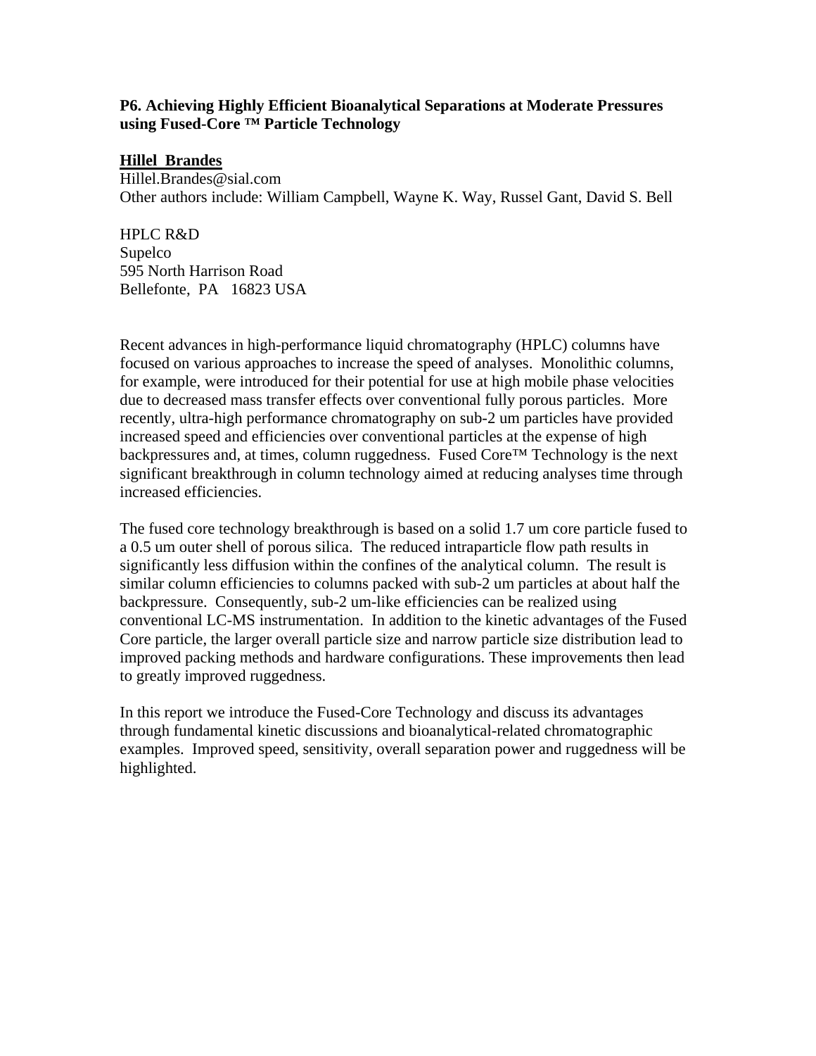### P6. Achieving Highly Efficient Bioanalytical Separations at Moderate Pressures using Fused-Core ™ Particle Technology

**Hillel Brandes**
Hillel.Brandes@sial.com
Other authors include: William Campbell, Wayne K. Way, Russel Gant, David S. Bell

HPLC R&D
Supelco
595 North Harrison Road
Bellefonte, PA 16823 USA

Recent advances in high-performance liquid chromatography (HPLC) columns have focused on various approaches to increase the speed of analyses. Monolithic columns, for example, were introduced for their potential for use at high mobile phase velocities due to decreased mass transfer effects over conventional fully porous particles. More recently, ultra-high performance chromatography on sub-2 um particles have provided increased speed and efficiencies over conventional particles at the expense of high backpressures and, at times, column ruggedness. Fused Core™ Technology is the next significant breakthrough in column technology aimed at reducing analyses time through increased efficiencies.

The fused core technology breakthrough is based on a solid 1.7 um core particle fused to a 0.5 um outer shell of porous silica. The reduced intraparticle flow path results in significantly less diffusion within the confines of the analytical column. The result is similar column efficiencies to columns packed with sub-2 um particles at about half the backpressure. Consequently, sub-2 um-like efficiencies can be realized using conventional LC-MS instrumentation. In addition to the kinetic advantages of the Fused Core particle, the larger overall particle size and narrow particle size distribution lead to improved packing methods and hardware configurations. These improvements then lead to greatly improved ruggedness.

In this report we introduce the Fused-Core Technology and discuss its advantages through fundamental kinetic discussions and bioanalytical-related chromatographic examples. Improved speed, sensitivity, overall separation power and ruggedness will be highlighted.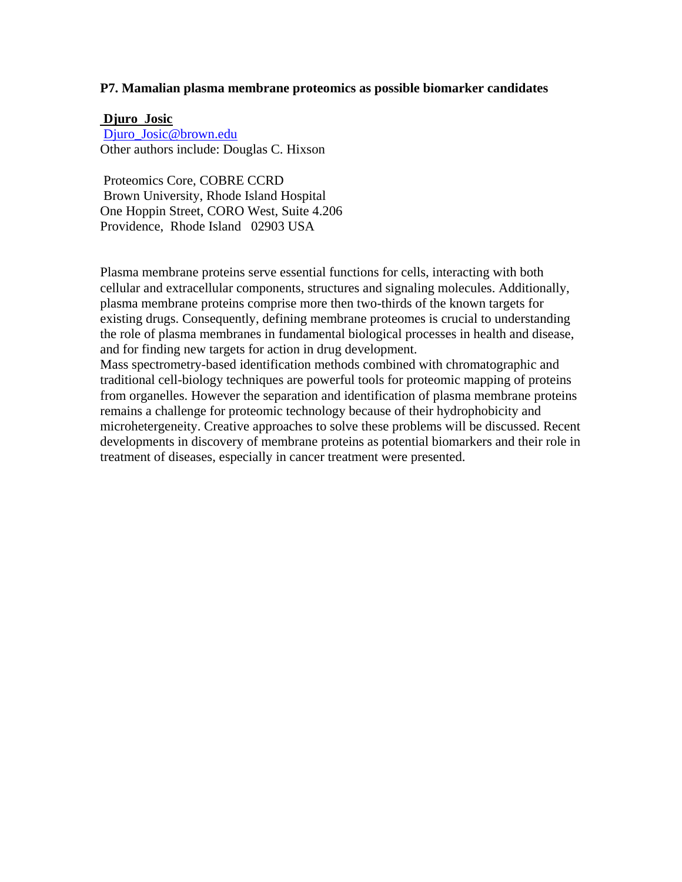### P7. Mamalian plasma membrane proteomics as possible biomarker candidates

**Djuro Josic**
Djuro_Josic@brown.edu
Other authors include: Douglas C. Hixson

Proteomics Core, COBRE CCRD
Brown University, Rhode Island Hospital
One Hoppin Street, CORO West, Suite 4.206
Providence, Rhode Island 02903 USA

Plasma membrane proteins serve essential functions for cells, interacting with both cellular and extracellular components, structures and signaling molecules. Additionally, plasma membrane proteins comprise more then two-thirds of the known targets for existing drugs. Consequently, defining membrane proteomes is crucial to understanding the role of plasma membranes in fundamental biological processes in health and disease, and for finding new targets for action in drug development.
Mass spectrometry-based identification methods combined with chromatographic and traditional cell-biology techniques are powerful tools for proteomic mapping of proteins from organelles. However the separation and identification of plasma membrane proteins remains a challenge for proteomic technology because of their hydrophobicity and microhetergeneity. Creative approaches to solve these problems will be discussed. Recent developments in discovery of membrane proteins as potential biomarkers and their role in treatment of diseases, especially in cancer treatment were presented.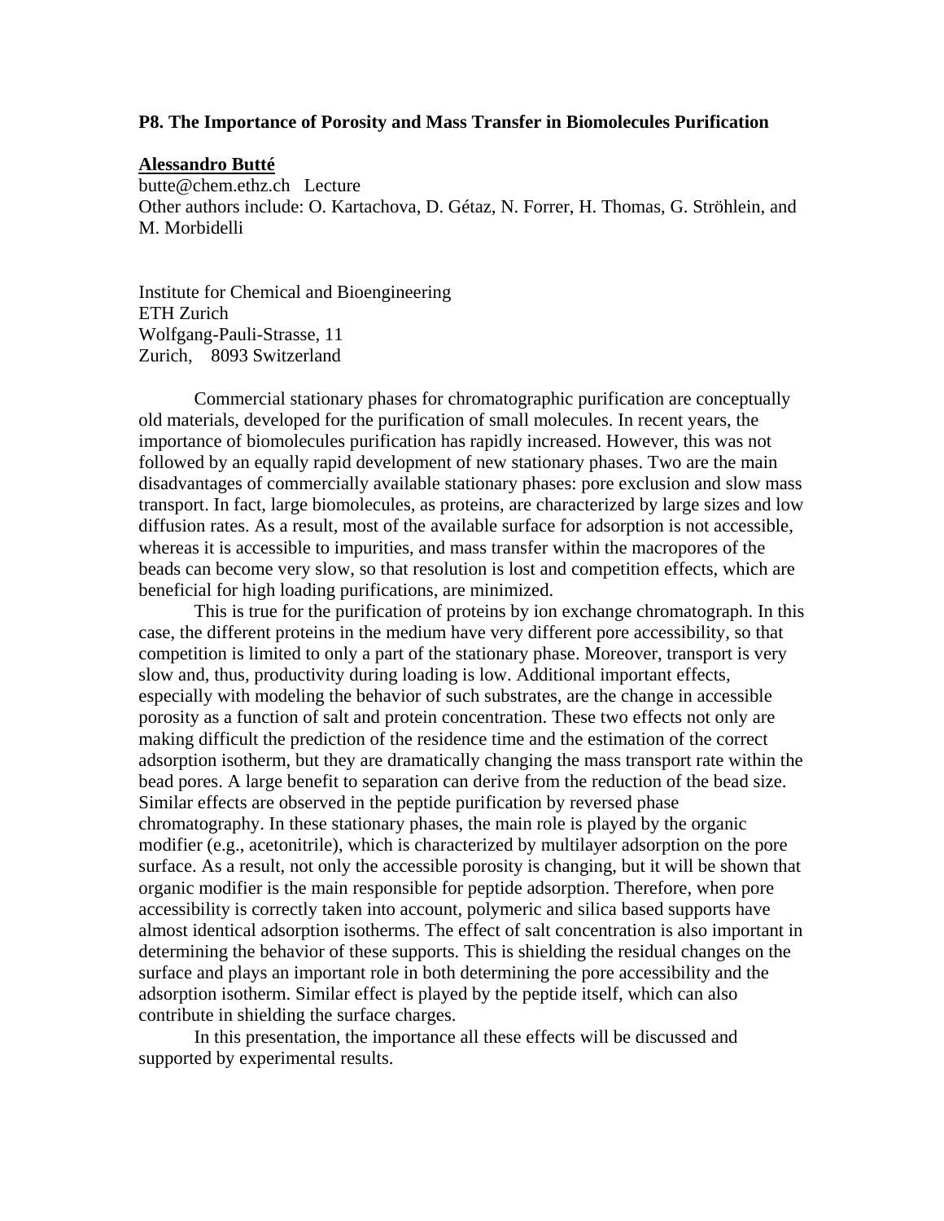**P8. The Importance of Porosity and Mass Transfer in Biomolecules Purification**

**Alessandro Butté**
butte@chem.ethz.ch   Lecture
Other authors include: O. Kartachova, D. Gétaz, N. Forrer, H. Thomas, G. Ströhlein, and M. Morbidelli

Institute for Chemical and Bioengineering
ETH Zurich
Wolfgang-Pauli-Strasse, 11
Zurich,    8093 Switzerland

Commercial stationary phases for chromatographic purification are conceptually old materials, developed for the purification of small molecules. In recent years, the importance of biomolecules purification has rapidly increased. However, this was not followed by an equally rapid development of new stationary phases. Two are the main disadvantages of commercially available stationary phases: pore exclusion and slow mass transport. In fact, large biomolecules, as proteins, are characterized by large sizes and low diffusion rates. As a result, most of the available surface for adsorption is not accessible, whereas it is accessible to impurities, and mass transfer within the macropores of the beads can become very slow, so that resolution is lost and competition effects, which are beneficial for high loading purifications, are minimized.

This is true for the purification of proteins by ion exchange chromatograph. In this case, the different proteins in the medium have very different pore accessibility, so that competition is limited to only a part of the stationary phase. Moreover, transport is very slow and, thus, productivity during loading is low. Additional important effects, especially with modeling the behavior of such substrates, are the change in accessible porosity as a function of salt and protein concentration. These two effects not only are making difficult the prediction of the residence time and the estimation of the correct adsorption isotherm, but they are dramatically changing the mass transport rate within the bead pores. A large benefit to separation can derive from the reduction of the bead size. Similar effects are observed in the peptide purification by reversed phase chromatography. In these stationary phases, the main role is played by the organic modifier (e.g., acetonitrile), which is characterized by multilayer adsorption on the pore surface. As a result, not only the accessible porosity is changing, but it will be shown that organic modifier is the main responsible for peptide adsorption. Therefore, when pore accessibility is correctly taken into account, polymeric and silica based supports have almost identical adsorption isotherms. The effect of salt concentration is also important in determining the behavior of these supports. This is shielding the residual changes on the surface and plays an important role in both determining the pore accessibility and the adsorption isotherm. Similar effect is played by the peptide itself, which can also contribute in shielding the surface charges.

In this presentation, the importance all these effects will be discussed and supported by experimental results.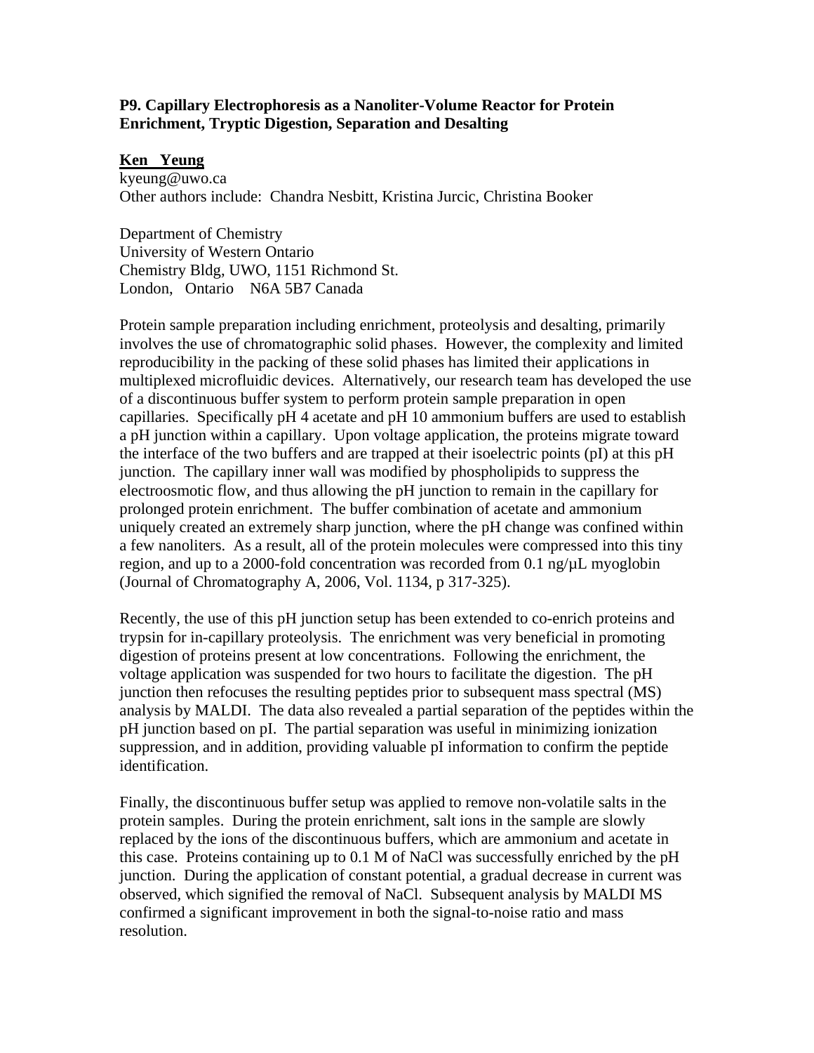**P9. Capillary Electrophoresis as a Nanoliter-Volume Reactor for Protein Enrichment, Tryptic Digestion, Separation and Desalting**

**<u>Ken Yeung</u>**
kyeung@uwo.ca
Other authors include: Chandra Nesbitt, Kristina Jurcic, Christina Booker

Department of Chemistry
University of Western Ontario
Chemistry Bldg, UWO, 1151 Richmond St.
London, Ontario N6A 5B7 Canada

Protein sample preparation including enrichment, proteolysis and desalting, primarily involves the use of chromatographic solid phases. However, the complexity and limited reproducibility in the packing of these solid phases has limited their applications in multiplexed microfluidic devices. Alternatively, our research team has developed the use of a discontinuous buffer system to perform protein sample preparation in open capillaries. Specifically pH 4 acetate and pH 10 ammonium buffers are used to establish a pH junction within a capillary. Upon voltage application, the proteins migrate toward the interface of the two buffers and are trapped at their isoelectric points (pI) at this pH junction. The capillary inner wall was modified by phospholipids to suppress the electroosmotic flow, and thus allowing the pH junction to remain in the capillary for prolonged protein enrichment. The buffer combination of acetate and ammonium uniquely created an extremely sharp junction, where the pH change was confined within a few nanoliters. As a result, all of the protein molecules were compressed into this tiny region, and up to a 2000-fold concentration was recorded from 0.1 ng/µL myoglobin (Journal of Chromatography A, 2006, Vol. 1134, p 317-325).

Recently, the use of this pH junction setup has been extended to co-enrich proteins and trypsin for in-capillary proteolysis. The enrichment was very beneficial in promoting digestion of proteins present at low concentrations. Following the enrichment, the voltage application was suspended for two hours to facilitate the digestion. The pH junction then refocuses the resulting peptides prior to subsequent mass spectral (MS) analysis by MALDI. The data also revealed a partial separation of the peptides within the pH junction based on pI. The partial separation was useful in minimizing ionization suppression, and in addition, providing valuable pI information to confirm the peptide identification.

Finally, the discontinuous buffer setup was applied to remove non-volatile salts in the protein samples. During the protein enrichment, salt ions in the sample are slowly replaced by the ions of the discontinuous buffers, which are ammonium and acetate in this case. Proteins containing up to 0.1 M of NaCl was successfully enriched by the pH junction. During the application of constant potential, a gradual decrease in current was observed, which signified the removal of NaCl. Subsequent analysis by MALDI MS confirmed a significant improvement in both the signal-to-noise ratio and mass resolution.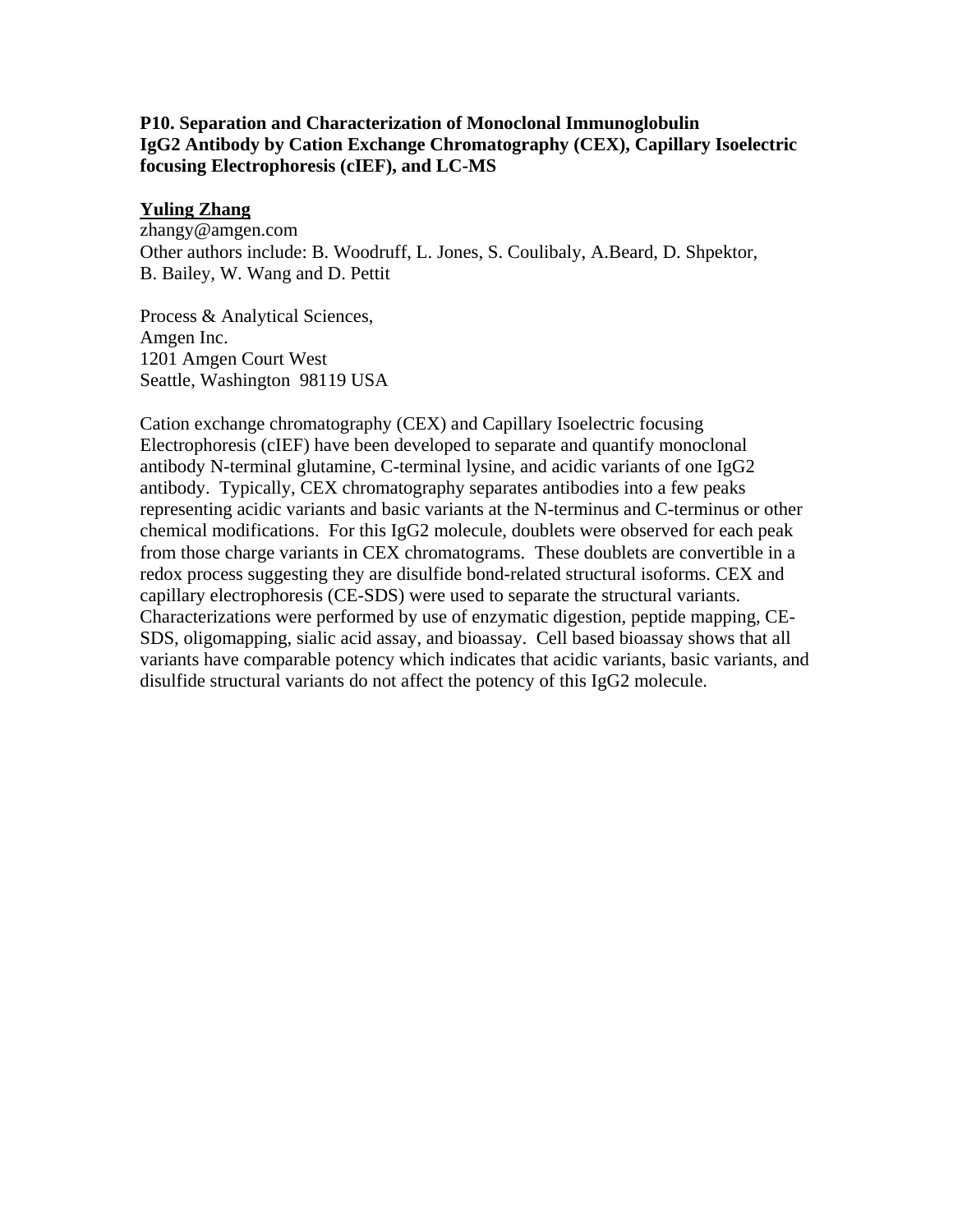**P10. Separation and Characterization of Monoclonal Immunoglobulin IgG2 Antibody by Cation Exchange Chromatography (CEX), Capillary Isoelectric focusing Electrophoresis (cIEF), and LC-MS**

**Yuling Zhang**
zhangy@amgen.com
Other authors include: B. Woodruff, L. Jones, S. Coulibaly, A.Beard, D. Shpektor, B. Bailey, W. Wang and D. Pettit

Process & Analytical Sciences,
Amgen Inc.
1201 Amgen Court West
Seattle, Washington 98119 USA

Cation exchange chromatography (CEX) and Capillary Isoelectric focusing Electrophoresis (cIEF) have been developed to separate and quantify monoclonal antibody N-terminal glutamine, C-terminal lysine, and acidic variants of one IgG2 antibody. Typically, CEX chromatography separates antibodies into a few peaks representing acidic variants and basic variants at the N-terminus and C-terminus or other chemical modifications. For this IgG2 molecule, doublets were observed for each peak from those charge variants in CEX chromatograms. These doublets are convertible in a redox process suggesting they are disulfide bond-related structural isoforms. CEX and capillary electrophoresis (CE-SDS) were used to separate the structural variants. Characterizations were performed by use of enzymatic digestion, peptide mapping, CE-SDS, oligomapping, sialic acid assay, and bioassay. Cell based bioassay shows that all variants have comparable potency which indicates that acidic variants, basic variants, and disulfide structural variants do not affect the potency of this IgG2 molecule.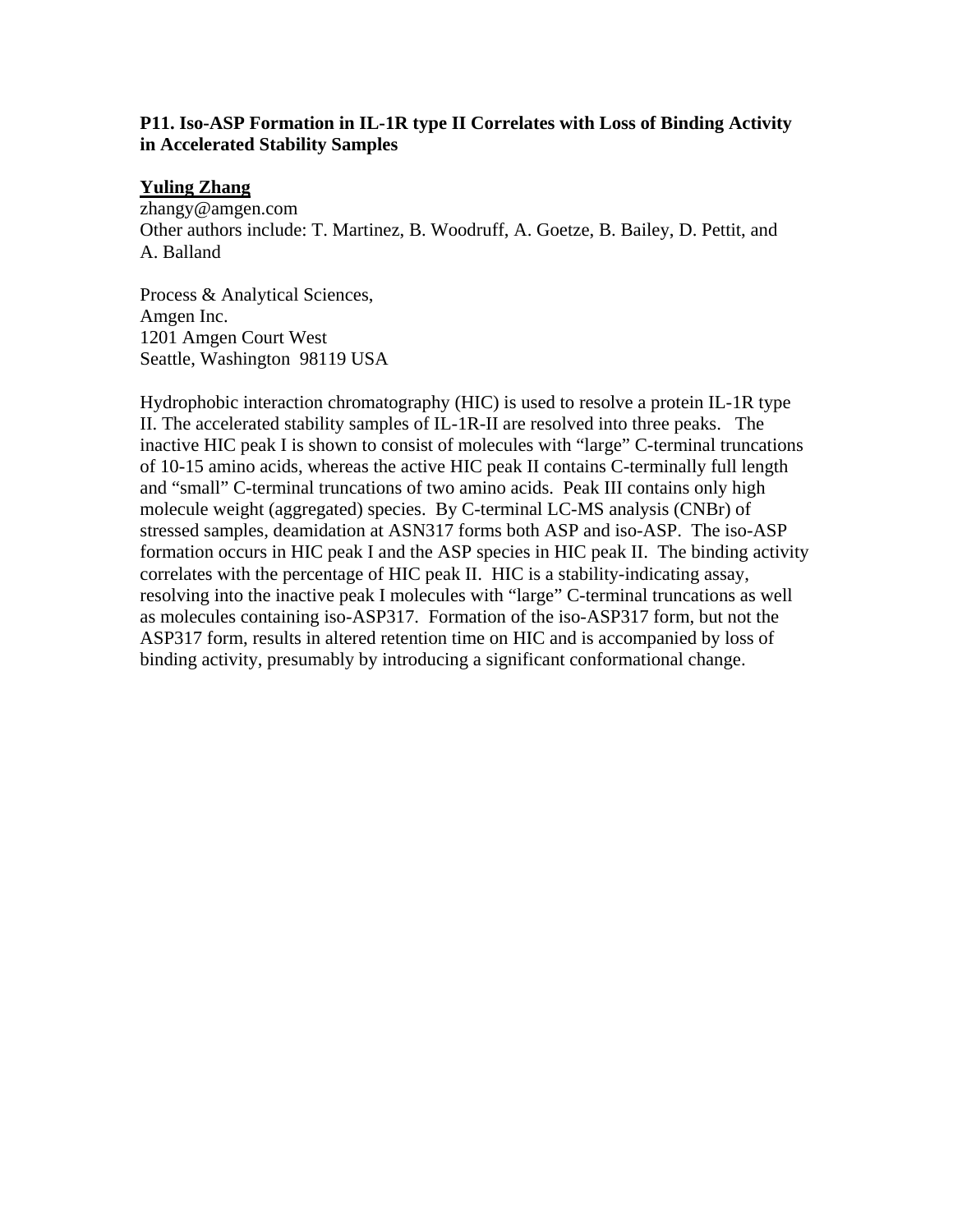**P11. Iso-ASP Formation in IL-1R type II Correlates with Loss of Binding Activity in Accelerated Stability Samples**

**<u>Yuling Zhang</u>**
zhangy@amgen.com
Other authors include: T. Martinez, B. Woodruff, A. Goetze, B. Bailey, D. Pettit, and A. Balland

Process & Analytical Sciences,
Amgen Inc.
1201 Amgen Court West
Seattle, Washington 98119 USA

Hydrophobic interaction chromatography (HIC) is used to resolve a protein IL-1R type II. The accelerated stability samples of IL-1R-II are resolved into three peaks. The inactive HIC peak I is shown to consist of molecules with "large" C-terminal truncations of 10-15 amino acids, whereas the active HIC peak II contains C-terminally full length and "small" C-terminal truncations of two amino acids. Peak III contains only high molecule weight (aggregated) species. By C-terminal LC-MS analysis (CNBr) of stressed samples, deamidation at ASN317 forms both ASP and iso-ASP. The iso-ASP formation occurs in HIC peak I and the ASP species in HIC peak II. The binding activity correlates with the percentage of HIC peak II. HIC is a stability-indicating assay, resolving into the inactive peak I molecules with "large" C-terminal truncations as well as molecules containing iso-ASP317. Formation of the iso-ASP317 form, but not the ASP317 form, results in altered retention time on HIC and is accompanied by loss of binding activity, presumably by introducing a significant conformational change.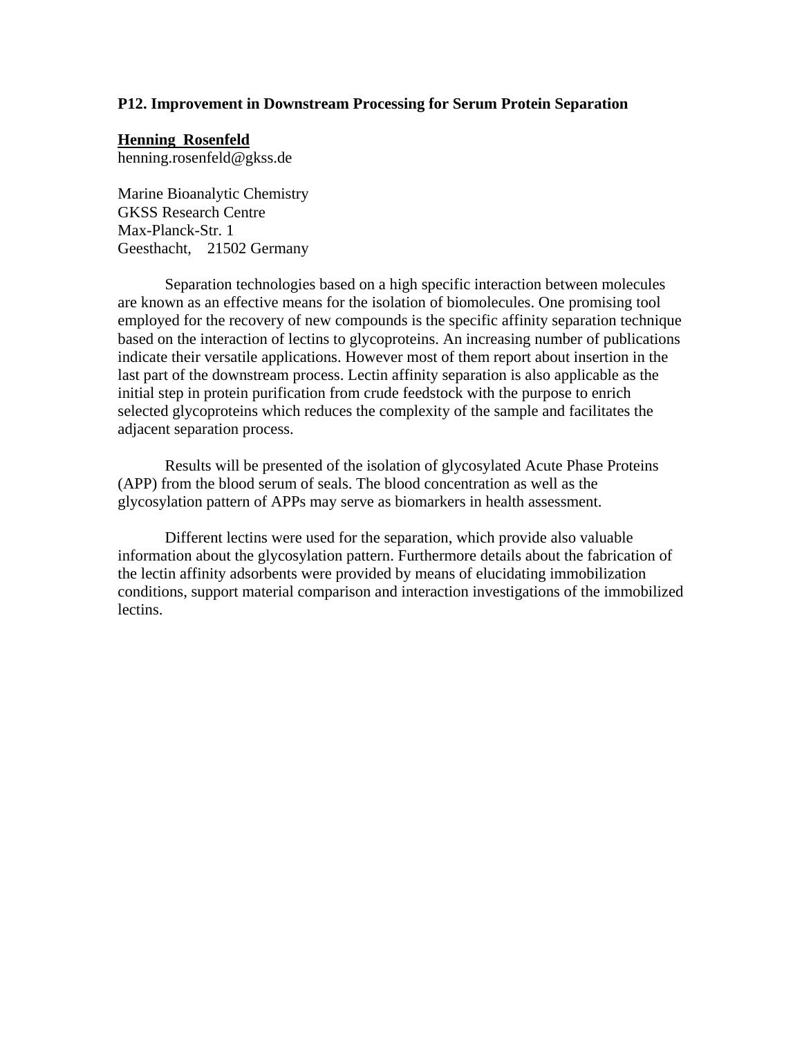## P12. Improvement in Downstream Processing for Serum Protein Separation

**Henning Rosenfeld**
henning.rosenfeld@gkss.de

Marine Bioanalytic Chemistry
GKSS Research Centre
Max-Planck-Str. 1
Geesthacht, 21502 Germany

Separation technologies based on a high specific interaction between molecules are known as an effective means for the isolation of biomolecules. One promising tool employed for the recovery of new compounds is the specific affinity separation technique based on the interaction of lectins to glycoproteins. An increasing number of publications indicate their versatile applications. However most of them report about insertion in the last part of the downstream process. Lectin affinity separation is also applicable as the initial step in protein purification from crude feedstock with the purpose to enrich selected glycoproteins which reduces the complexity of the sample and facilitates the adjacent separation process.

Results will be presented of the isolation of glycosylated Acute Phase Proteins (APP) from the blood serum of seals. The blood concentration as well as the glycosylation pattern of APPs may serve as biomarkers in health assessment.

Different lectins were used for the separation, which provide also valuable information about the glycosylation pattern. Furthermore details about the fabrication of the lectin affinity adsorbents were provided by means of elucidating immobilization conditions, support material comparison and interaction investigations of the immobilized lectins.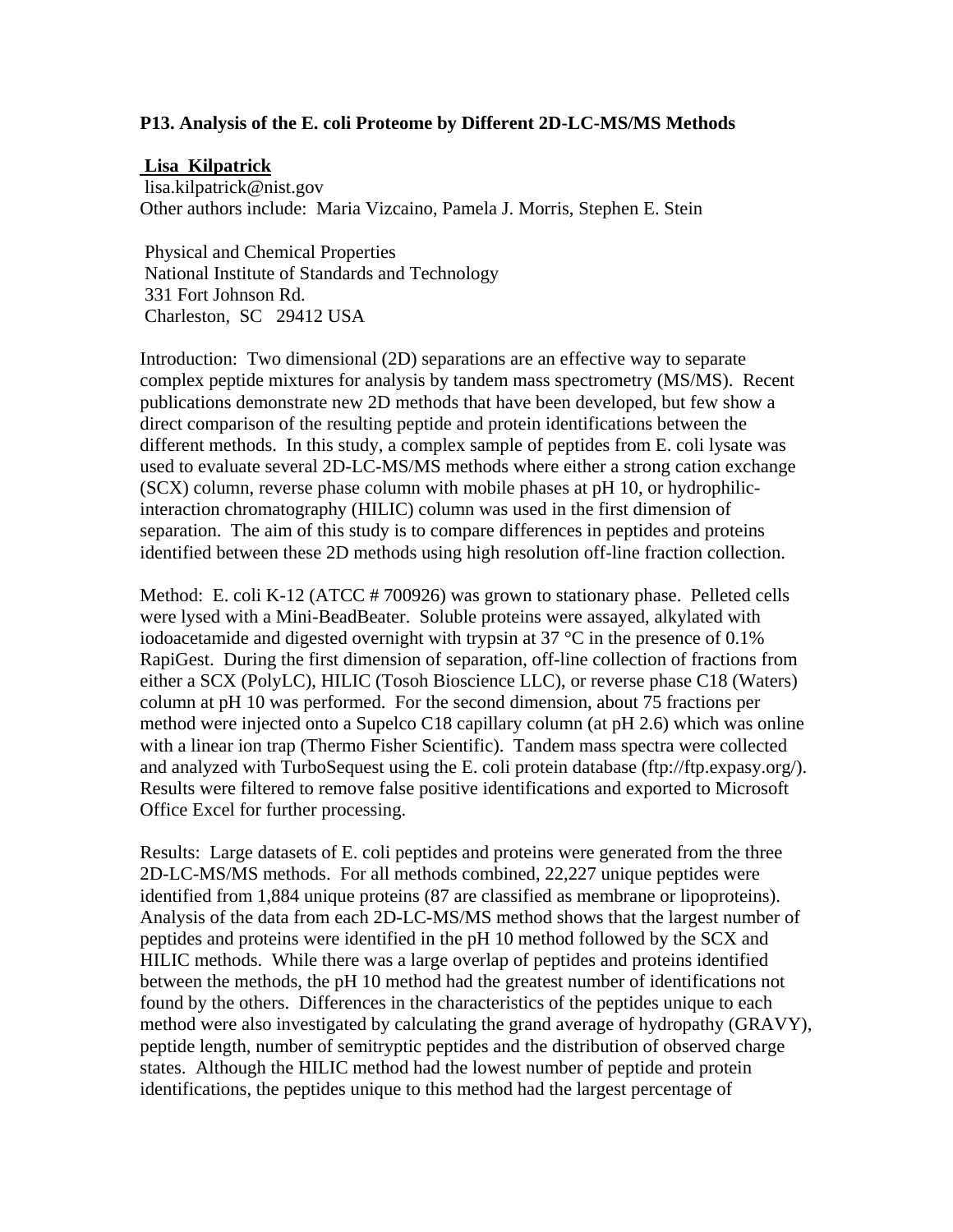### P13. Analysis of the E. coli Proteome by Different 2D-LC-MS/MS Methods

**Lisa Kilpatrick**
lisa.kilpatrick@nist.gov
Other authors include: Maria Vizcaino, Pamela J. Morris, Stephen E. Stein

Physical and Chemical Properties
National Institute of Standards and Technology
331 Fort Johnson Rd.
Charleston, SC 29412 USA

Introduction: Two dimensional (2D) separations are an effective way to separate complex peptide mixtures for analysis by tandem mass spectrometry (MS/MS). Recent publications demonstrate new 2D methods that have been developed, but few show a direct comparison of the resulting peptide and protein identifications between the different methods. In this study, a complex sample of peptides from E. coli lysate was used to evaluate several 2D-LC-MS/MS methods where either a strong cation exchange (SCX) column, reverse phase column with mobile phases at pH 10, or hydrophilic-interaction chromatography (HILIC) column was used in the first dimension of separation. The aim of this study is to compare differences in peptides and proteins identified between these 2D methods using high resolution off-line fraction collection.

Method: E. coli K-12 (ATCC # 700926) was grown to stationary phase. Pelleted cells were lysed with a Mini-BeadBeater. Soluble proteins were assayed, alkylated with iodoacetamide and digested overnight with trypsin at 37 °C in the presence of 0.1% RapiGest. During the first dimension of separation, off-line collection of fractions from either a SCX (PolyLC), HILIC (Tosoh Bioscience LLC), or reverse phase C18 (Waters) column at pH 10 was performed. For the second dimension, about 75 fractions per method were injected onto a Supelco C18 capillary column (at pH 2.6) which was online with a linear ion trap (Thermo Fisher Scientific). Tandem mass spectra were collected and analyzed with TurboSequest using the E. coli protein database (ftp://ftp.expasy.org/). Results were filtered to remove false positive identifications and exported to Microsoft Office Excel for further processing.

Results: Large datasets of E. coli peptides and proteins were generated from the three 2D-LC-MS/MS methods. For all methods combined, 22,227 unique peptides were identified from 1,884 unique proteins (87 are classified as membrane or lipoproteins). Analysis of the data from each 2D-LC-MS/MS method shows that the largest number of peptides and proteins were identified in the pH 10 method followed by the SCX and HILIC methods. While there was a large overlap of peptides and proteins identified between the methods, the pH 10 method had the greatest number of identifications not found by the others. Differences in the characteristics of the peptides unique to each method were also investigated by calculating the grand average of hydropathy (GRAVY), peptide length, number of semitryptic peptides and the distribution of observed charge states. Although the HILIC method had the lowest number of peptide and protein identifications, the peptides unique to this method had the largest percentage of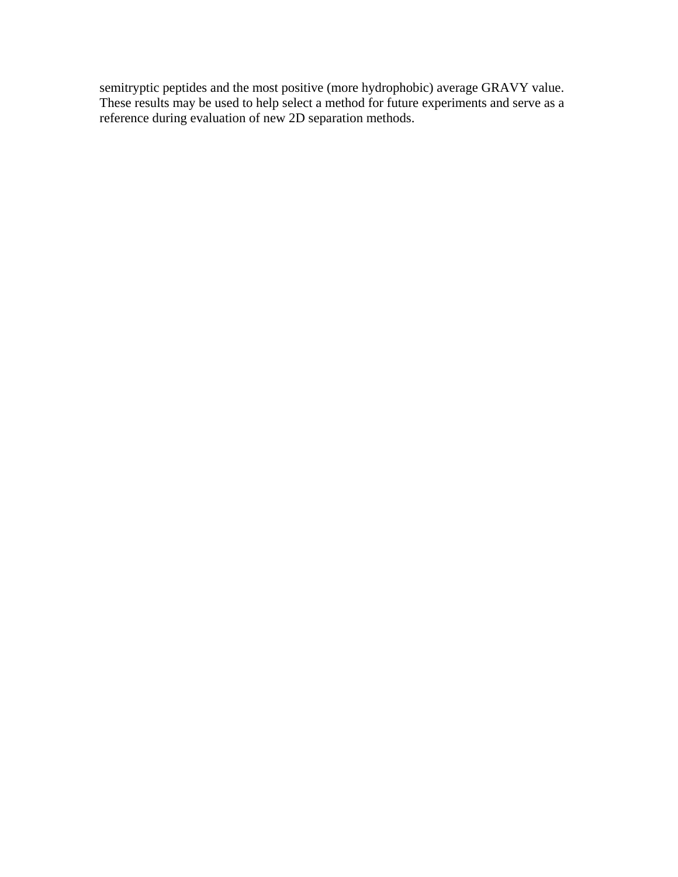semitryptic peptides and the most positive (more hydrophobic) average GRAVY value. These results may be used to help select a method for future experiments and serve as a reference during evaluation of new 2D separation methods.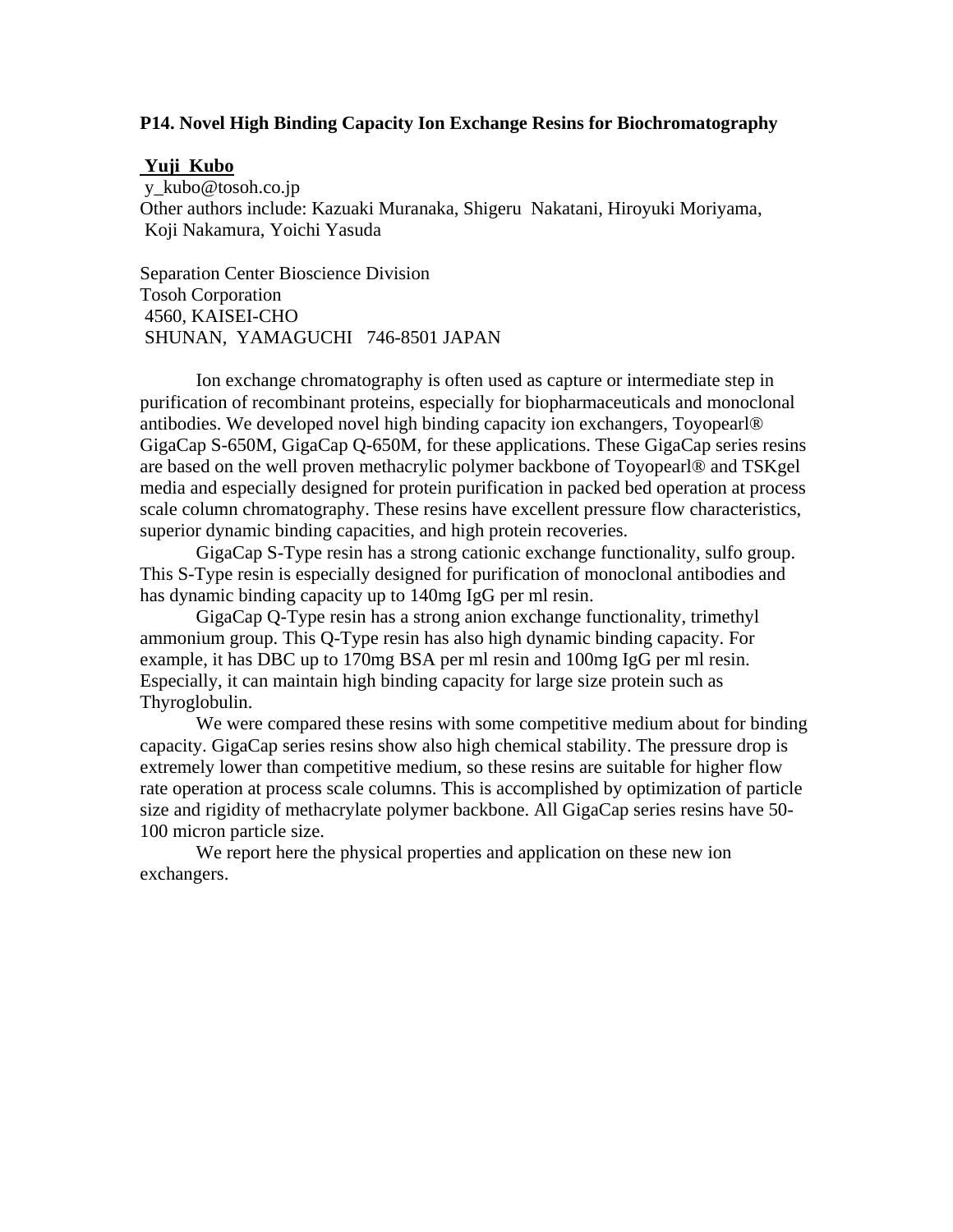**P14. Novel High Binding Capacity Ion Exchange Resins for Biochromatography**

**Yuji Kubo**

y_kubo@tosoh.co.jp

Other authors include: Kazuaki Muranaka, Shigeru Nakatani, Hiroyuki Moriyama, Koji Nakamura, Yoichi Yasuda

Separation Center Bioscience Division
Tosoh Corporation
4560, KAISEI-CHO
SHUNAN, YAMAGUCHI 746-8501 JAPAN

Ion exchange chromatography is often used as capture or intermediate step in purification of recombinant proteins, especially for biopharmaceuticals and monoclonal antibodies. We developed novel high binding capacity ion exchangers, Toyopearl® GigaCap S-650M, GigaCap Q-650M, for these applications. These GigaCap series resins are based on the well proven methacrylic polymer backbone of Toyopearl® and TSKgel media and especially designed for protein purification in packed bed operation at process scale column chromatography. These resins have excellent pressure flow characteristics, superior dynamic binding capacities, and high protein recoveries.

GigaCap S-Type resin has a strong cationic exchange functionality, sulfo group. This S-Type resin is especially designed for purification of monoclonal antibodies and has dynamic binding capacity up to 140mg IgG per ml resin.

GigaCap Q-Type resin has a strong anion exchange functionality, trimethyl ammonium group. This Q-Type resin has also high dynamic binding capacity. For example, it has DBC up to 170mg BSA per ml resin and 100mg IgG per ml resin. Especially, it can maintain high binding capacity for large size protein such as Thyroglobulin.

We were compared these resins with some competitive medium about for binding capacity. GigaCap series resins show also high chemical stability. The pressure drop is extremely lower than competitive medium, so these resins are suitable for higher flow rate operation at process scale columns. This is accomplished by optimization of particle size and rigidity of methacrylate polymer backbone. All GigaCap series resins have 50-100 micron particle size.

We report here the physical properties and application on these new ion exchangers.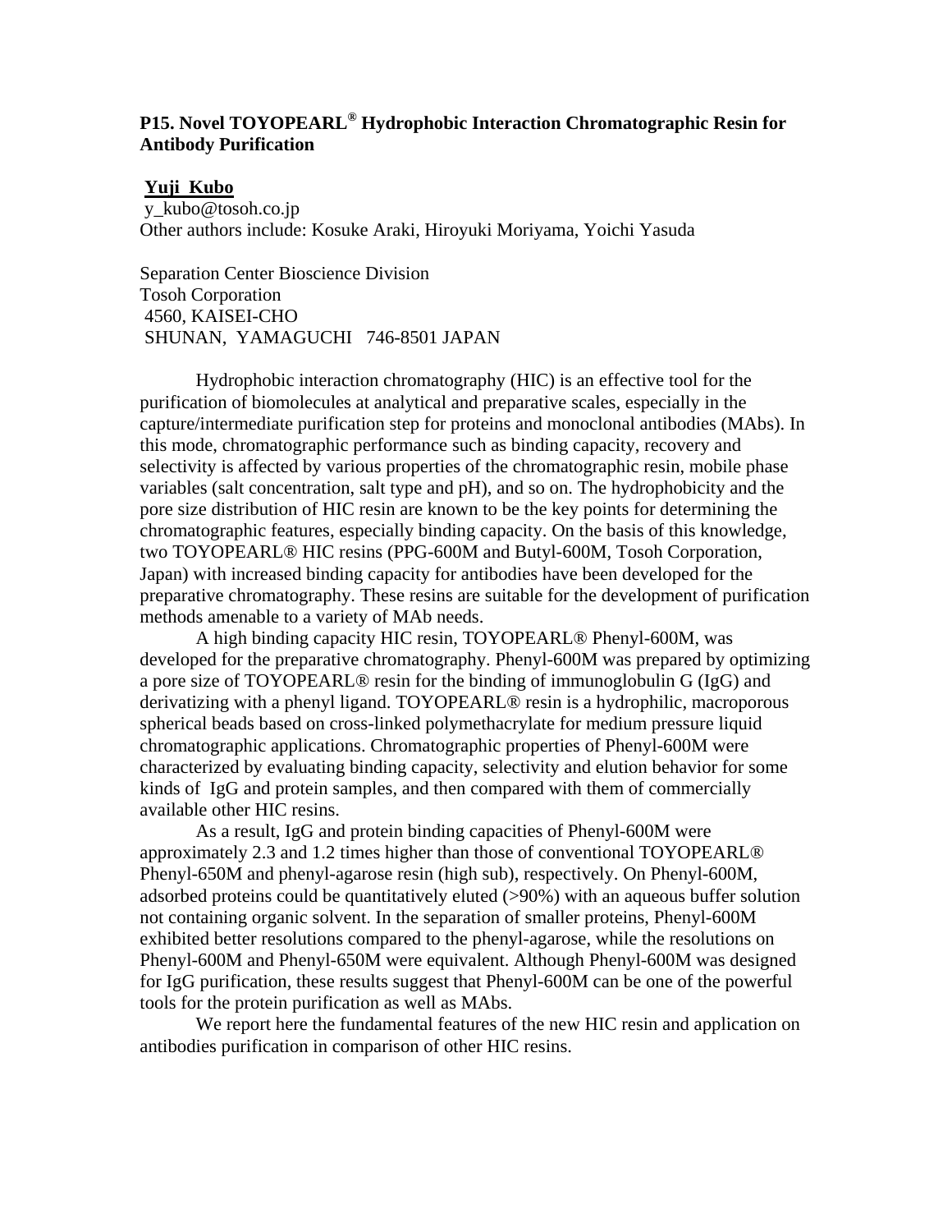## P15. Novel TOYOPEARL® Hydrophobic Interaction Chromatographic Resin for Antibody Purification

**Yuji Kubo**
y_kubo@tosoh.co.jp
Other authors include: Kosuke Araki, Hiroyuki Moriyama, Yoichi Yasuda

Separation Center Bioscience Division
Tosoh Corporation
4560, KAISEI-CHO
SHUNAN, YAMAGUCHI 746-8501 JAPAN

Hydrophobic interaction chromatography (HIC) is an effective tool for the purification of biomolecules at analytical and preparative scales, especially in the capture/intermediate purification step for proteins and monoclonal antibodies (MAbs). In this mode, chromatographic performance such as binding capacity, recovery and selectivity is affected by various properties of the chromatographic resin, mobile phase variables (salt concentration, salt type and pH), and so on. The hydrophobicity and the pore size distribution of HIC resin are known to be the key points for determining the chromatographic features, especially binding capacity. On the basis of this knowledge, two TOYOPEARL® HIC resins (PPG-600M and Butyl-600M, Tosoh Corporation, Japan) with increased binding capacity for antibodies have been developed for the preparative chromatography. These resins are suitable for the development of purification methods amenable to a variety of MAb needs.

A high binding capacity HIC resin, TOYOPEARL® Phenyl-600M, was developed for the preparative chromatography. Phenyl-600M was prepared by optimizing a pore size of TOYOPEARL® resin for the binding of immunoglobulin G (IgG) and derivatizing with a phenyl ligand. TOYOPEARL® resin is a hydrophilic, macroporous spherical beads based on cross-linked polymethacrylate for medium pressure liquid chromatographic applications. Chromatographic properties of Phenyl-600M were characterized by evaluating binding capacity, selectivity and elution behavior for some kinds of IgG and protein samples, and then compared with them of commercially available other HIC resins.

As a result, IgG and protein binding capacities of Phenyl-600M were approximately 2.3 and 1.2 times higher than those of conventional TOYOPEARL® Phenyl-650M and phenyl-agarose resin (high sub), respectively. On Phenyl-600M, adsorbed proteins could be quantitatively eluted (>90%) with an aqueous buffer solution not containing organic solvent. In the separation of smaller proteins, Phenyl-600M exhibited better resolutions compared to the phenyl-agarose, while the resolutions on Phenyl-600M and Phenyl-650M were equivalent. Although Phenyl-600M was designed for IgG purification, these results suggest that Phenyl-600M can be one of the powerful tools for the protein purification as well as MAbs.

We report here the fundamental features of the new HIC resin and application on antibodies purification in comparison of other HIC resins.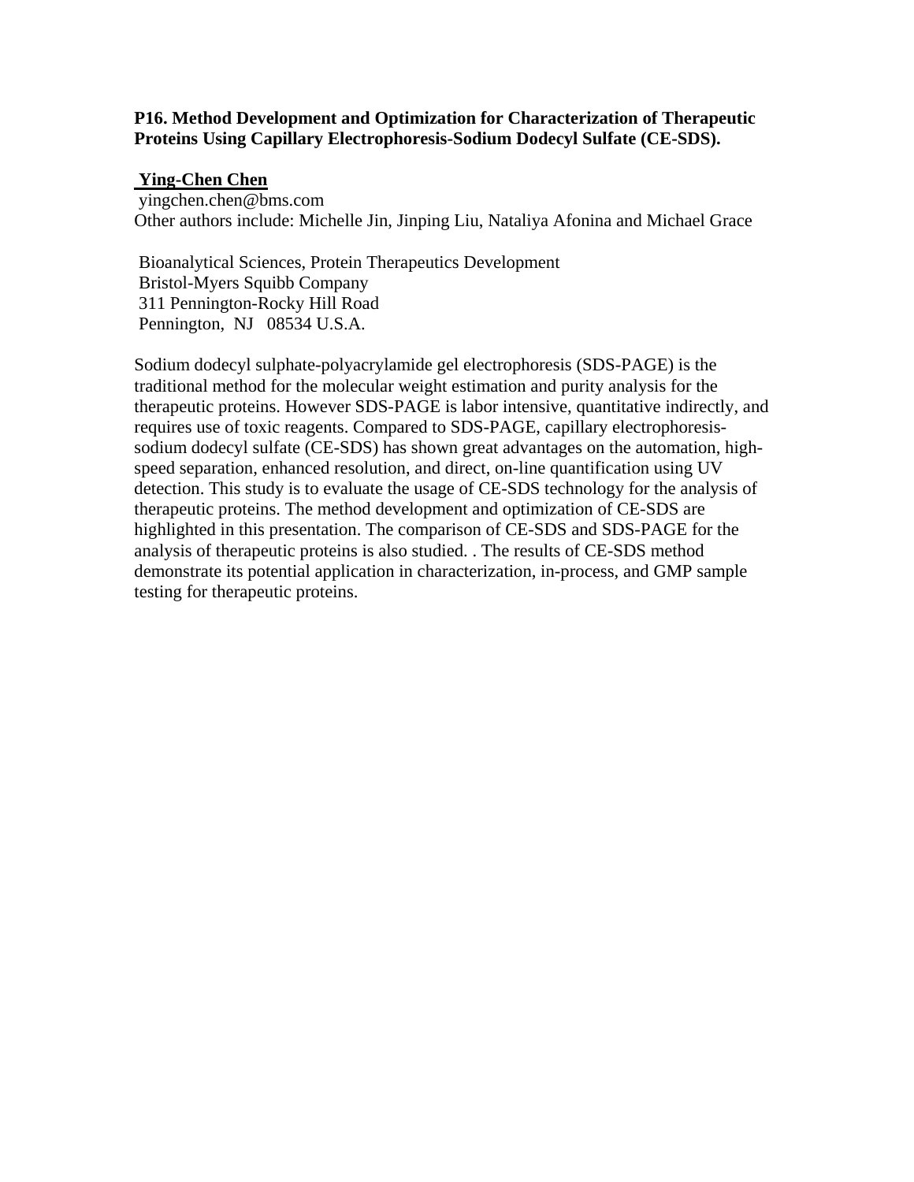**P16. Method Development and Optimization for Characterization of Therapeutic Proteins Using Capillary Electrophoresis-Sodium Dodecyl Sulfate (CE-SDS).**

**Ying-Chen Chen**
yingchen.chen@bms.com
Other authors include: Michelle Jin, Jinping Liu, Nataliya Afonina and Michael Grace

Bioanalytical Sciences, Protein Therapeutics Development
Bristol-Myers Squibb Company
311 Pennington-Rocky Hill Road
Pennington, NJ 08534 U.S.A.

Sodium dodecyl sulphate-polyacrylamide gel electrophoresis (SDS-PAGE) is the traditional method for the molecular weight estimation and purity analysis for the therapeutic proteins. However SDS-PAGE is labor intensive, quantitative indirectly, and requires use of toxic reagents. Compared to SDS-PAGE, capillary electrophoresis-sodium dodecyl sulfate (CE-SDS) has shown great advantages on the automation, high-speed separation, enhanced resolution, and direct, on-line quantification using UV detection. This study is to evaluate the usage of CE-SDS technology for the analysis of therapeutic proteins. The method development and optimization of CE-SDS are highlighted in this presentation. The comparison of CE-SDS and SDS-PAGE for the analysis of therapeutic proteins is also studied. . The results of CE-SDS method demonstrate its potential application in characterization, in-process, and GMP sample testing for therapeutic proteins.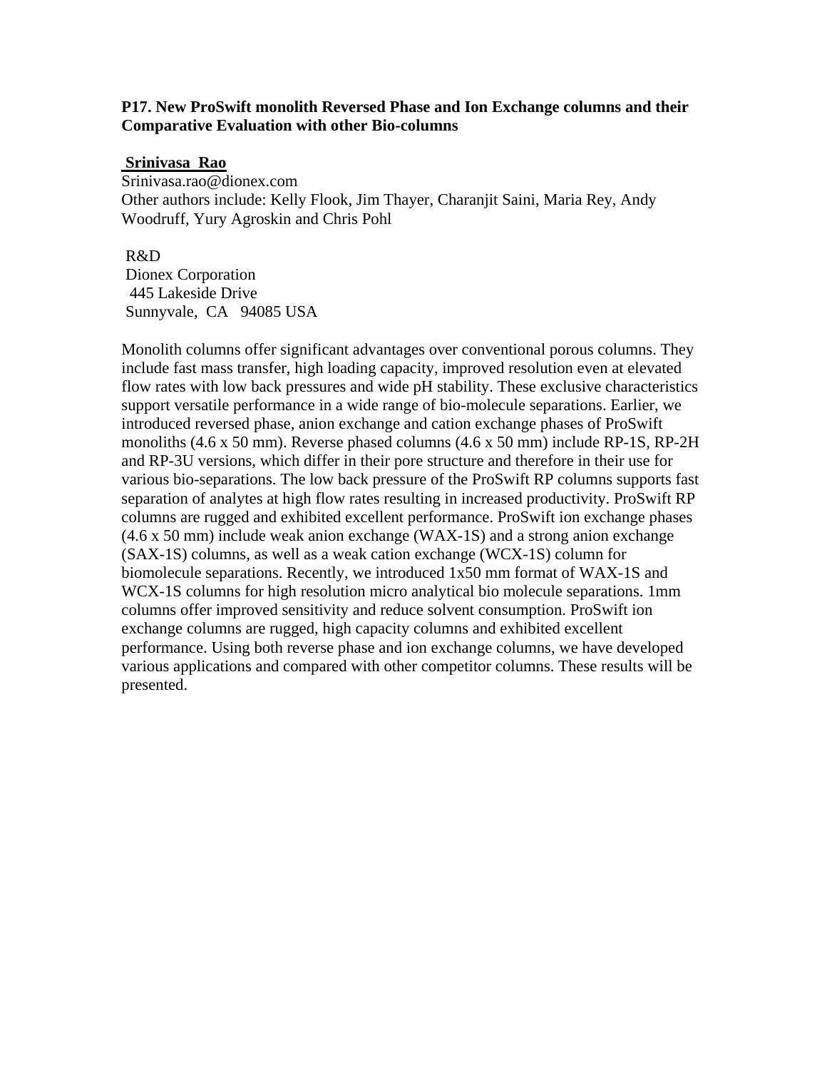**P17. New ProSwift monolith Reversed Phase and Ion Exchange columns and their Comparative Evaluation with other Bio-columns**

**Srinivasa Rao**
Srinivasa.rao@dionex.com
Other authors include: Kelly Flook, Jim Thayer, Charanjit Saini, Maria Rey, Andy Woodruff, Yury Agroskin and Chris Pohl

R&D
Dionex Corporation
445 Lakeside Drive
Sunnyvale, CA 94085 USA

Monolith columns offer significant advantages over conventional porous columns. They include fast mass transfer, high loading capacity, improved resolution even at elevated flow rates with low back pressures and wide pH stability. These exclusive characteristics support versatile performance in a wide range of bio-molecule separations. Earlier, we introduced reversed phase, anion exchange and cation exchange phases of ProSwift monoliths (4.6 x 50 mm). Reverse phased columns (4.6 x 50 mm) include RP-1S, RP-2H and RP-3U versions, which differ in their pore structure and therefore in their use for various bio-separations. The low back pressure of the ProSwift RP columns supports fast separation of analytes at high flow rates resulting in increased productivity. ProSwift RP columns are rugged and exhibited excellent performance. ProSwift ion exchange phases (4.6 x 50 mm) include weak anion exchange (WAX-1S) and a strong anion exchange (SAX-1S) columns, as well as a weak cation exchange (WCX-1S) column for biomolecule separations. Recently, we introduced 1x50 mm format of WAX-1S and WCX-1S columns for high resolution micro analytical bio molecule separations. 1mm columns offer improved sensitivity and reduce solvent consumption. ProSwift ion exchange columns are rugged, high capacity columns and exhibited excellent performance. Using both reverse phase and ion exchange columns, we have developed various applications and compared with other competitor columns. These results will be presented.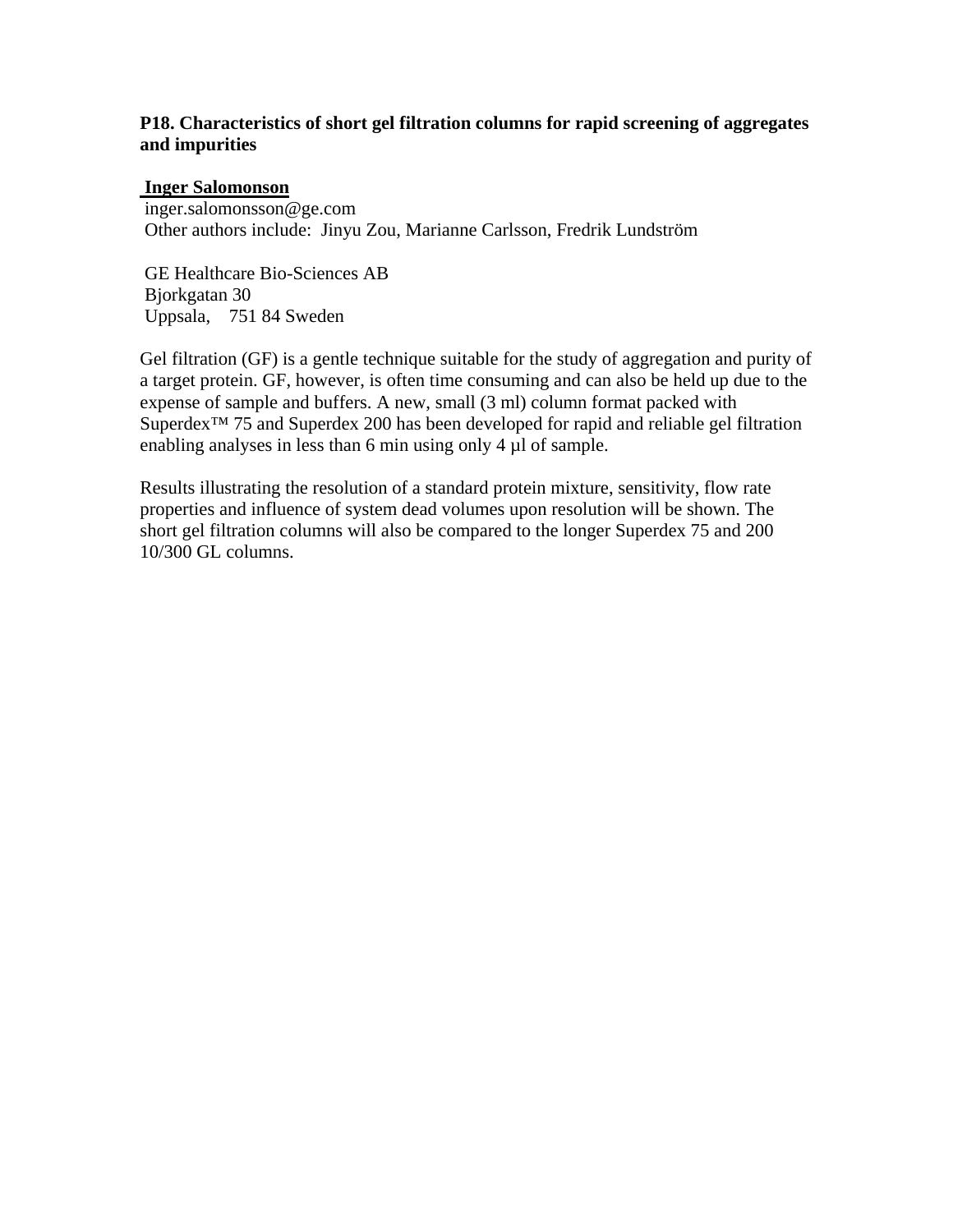**P18. Characteristics of short gel filtration columns for rapid screening of aggregates and impurities**

**Inger Salomonson**
inger.salomonsson@ge.com
Other authors include: Jinyu Zou, Marianne Carlsson, Fredrik Lundström

GE Healthcare Bio-Sciences AB
Bjorkgatan 30
Uppsala, 751 84 Sweden

Gel filtration (GF) is a gentle technique suitable for the study of aggregation and purity of a target protein. GF, however, is often time consuming and can also be held up due to the expense of sample and buffers. A new, small (3 ml) column format packed with Superdex™ 75 and Superdex 200 has been developed for rapid and reliable gel filtration enabling analyses in less than 6 min using only 4 µl of sample.

Results illustrating the resolution of a standard protein mixture, sensitivity, flow rate properties and influence of system dead volumes upon resolution will be shown. The short gel filtration columns will also be compared to the longer Superdex 75 and 200 10/300 GL columns.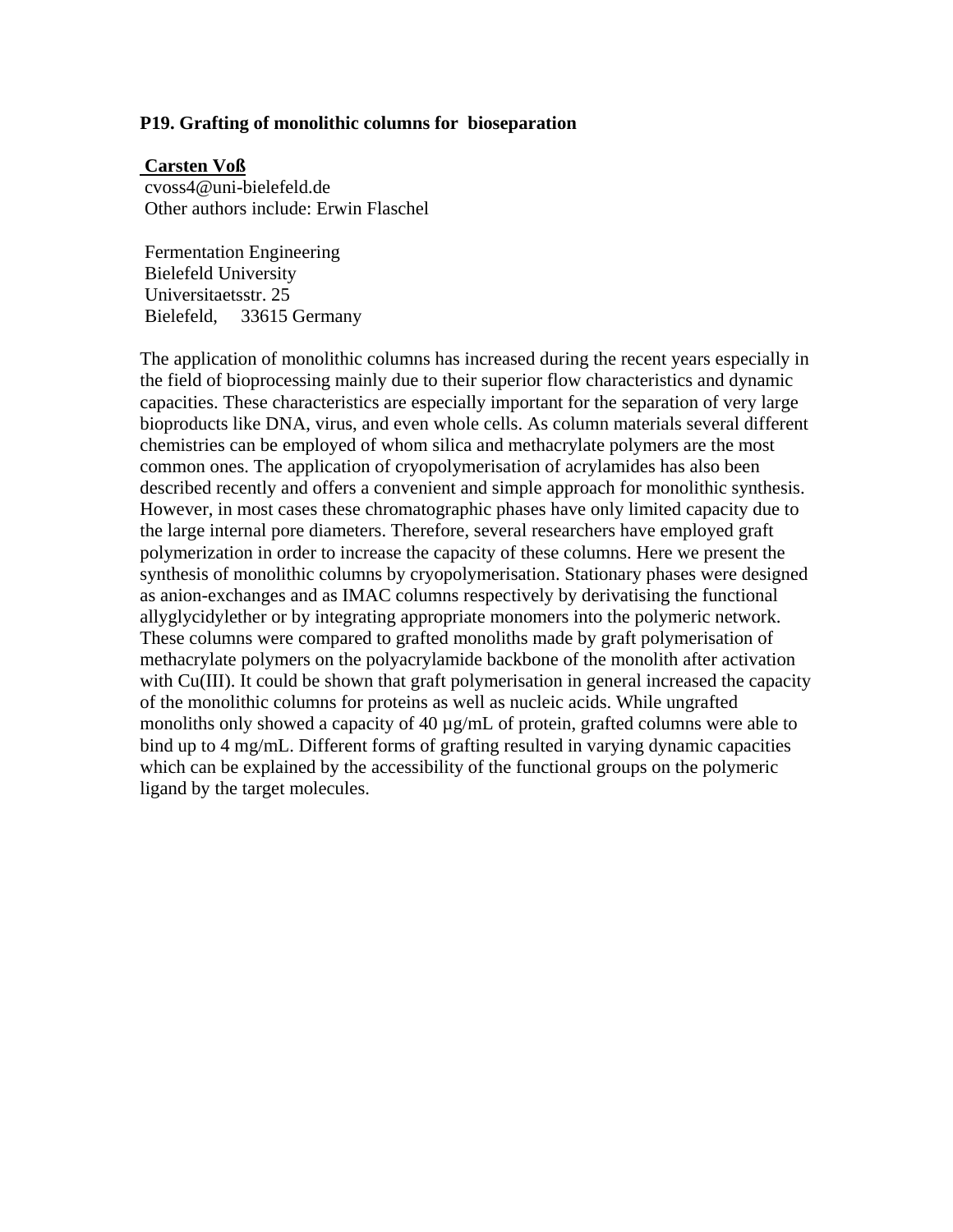### P19. Grafting of monolithic columns for bioseparation

**Carsten Voß**
cvoss4@uni-bielefeld.de
Other authors include: Erwin Flaschel

Fermentation Engineering
Bielefeld University
Universitaetsstr. 25
Bielefeld, 33615 Germany

The application of monolithic columns has increased during the recent years especially in the field of bioprocessing mainly due to their superior flow characteristics and dynamic capacities. These characteristics are especially important for the separation of very large bioproducts like DNA, virus, and even whole cells. As column materials several different chemistries can be employed of whom silica and methacrylate polymers are the most common ones. The application of cryopolymerisation of acrylamides has also been described recently and offers a convenient and simple approach for monolithic synthesis. However, in most cases these chromatographic phases have only limited capacity due to the large internal pore diameters. Therefore, several researchers have employed graft polymerization in order to increase the capacity of these columns. Here we present the synthesis of monolithic columns by cryopolymerisation. Stationary phases were designed as anion-exchanges and as IMAC columns respectively by derivatising the functional allyglycidylether or by integrating appropriate monomers into the polymeric network. These columns were compared to grafted monoliths made by graft polymerisation of methacrylate polymers on the polyacrylamide backbone of the monolith after activation with Cu(III). It could be shown that graft polymerisation in general increased the capacity of the monolithic columns for proteins as well as nucleic acids. While ungrafted monoliths only showed a capacity of 40 µg/mL of protein, grafted columns were able to bind up to 4 mg/mL. Different forms of grafting resulted in varying dynamic capacities which can be explained by the accessibility of the functional groups on the polymeric ligand by the target molecules.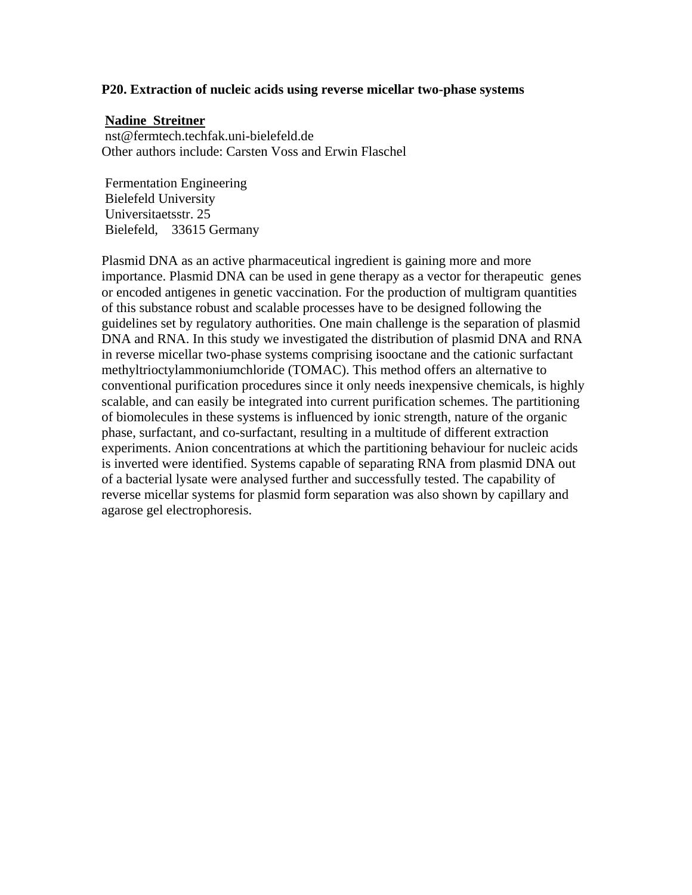**P20. Extraction of nucleic acids using reverse micellar two-phase systems**

**Nadine Streitner**
nst@fermtech.techfak.uni-bielefeld.de
Other authors include: Carsten Voss and Erwin Flaschel

Fermentation Engineering
Bielefeld University
Universitaetsstr. 25
Bielefeld, 33615 Germany

Plasmid DNA as an active pharmaceutical ingredient is gaining more and more importance. Plasmid DNA can be used in gene therapy as a vector for therapeutic genes or encoded antigenes in genetic vaccination. For the production of multigram quantities of this substance robust and scalable processes have to be designed following the guidelines set by regulatory authorities. One main challenge is the separation of plasmid DNA and RNA. In this study we investigated the distribution of plasmid DNA and RNA in reverse micellar two-phase systems comprising isooctane and the cationic surfactant methyltrioctylammoniumchloride (TOMAC). This method offers an alternative to conventional purification procedures since it only needs inexpensive chemicals, is highly scalable, and can easily be integrated into current purification schemes. The partitioning of biomolecules in these systems is influenced by ionic strength, nature of the organic phase, surfactant, and co-surfactant, resulting in a multitude of different extraction experiments. Anion concentrations at which the partitioning behaviour for nucleic acids is inverted were identified. Systems capable of separating RNA from plasmid DNA out of a bacterial lysate were analysed further and successfully tested. The capability of reverse micellar systems for plasmid form separation was also shown by capillary and agarose gel electrophoresis.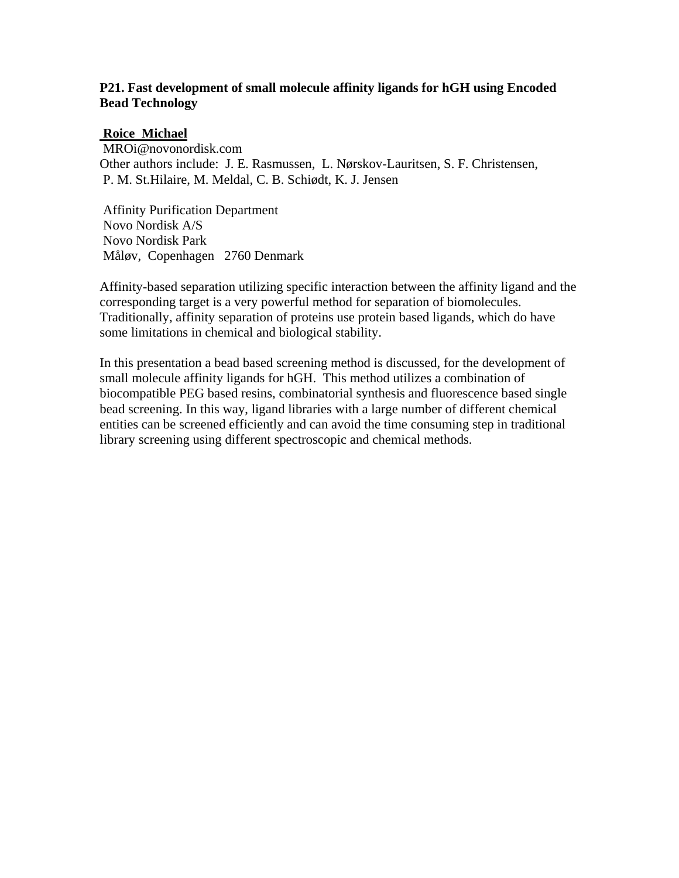**P21. Fast development of small molecule affinity ligands for hGH using Encoded Bead Technology**

**Roice Michael**
MROi@novonordisk.com
Other authors include: J. E. Rasmussen, L. Nørskov-Lauritsen, S. F. Christensen, P. M. St.Hilaire, M. Meldal, C. B. Schiødt, K. J. Jensen

Affinity Purification Department
Novo Nordisk A/S
Novo Nordisk Park
Måløv, Copenhagen 2760 Denmark

Affinity-based separation utilizing specific interaction between the affinity ligand and the corresponding target is a very powerful method for separation of biomolecules. Traditionally, affinity separation of proteins use protein based ligands, which do have some limitations in chemical and biological stability.

In this presentation a bead based screening method is discussed, for the development of small molecule affinity ligands for hGH. This method utilizes a combination of biocompatible PEG based resins, combinatorial synthesis and fluorescence based single bead screening. In this way, ligand libraries with a large number of different chemical entities can be screened efficiently and can avoid the time consuming step in traditional library screening using different spectroscopic and chemical methods.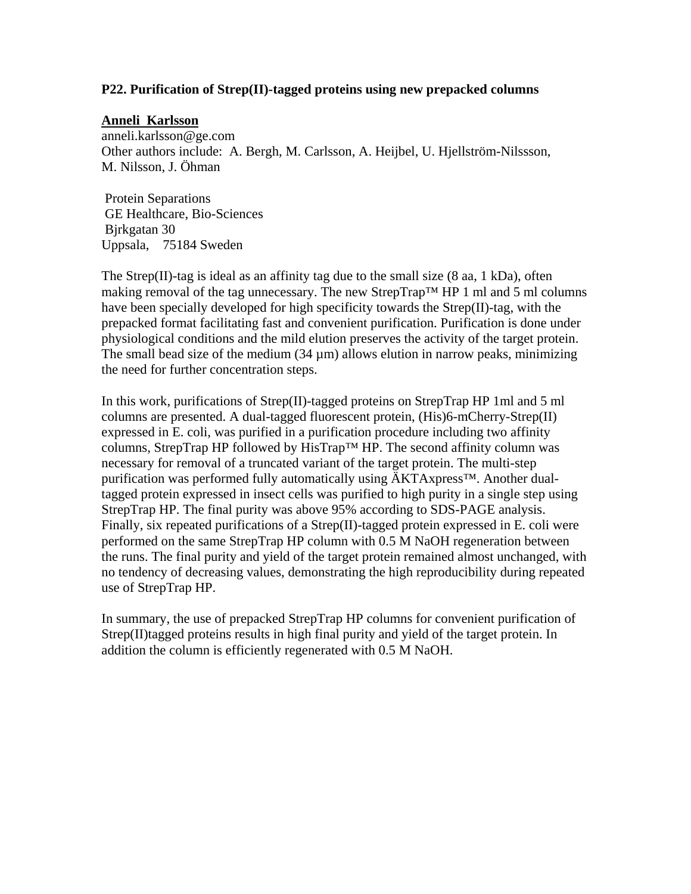**P22. Purification of Strep(II)-tagged proteins using new prepacked columns**

**Anneli Karlsson**
anneli.karlsson@ge.com
Other authors include: A. Bergh, M. Carlsson, A. Heijbel, U. Hjellström-Nilsssson, M. Nilsson, J. Öhman

Protein Separations
GE Healthcare, Bio-Sciences
Bjrkgatan 30
Uppsala, 75184 Sweden

The Strep(II)-tag is ideal as an affinity tag due to the small size (8 aa, 1 kDa), often making removal of the tag unnecessary. The new StrepTrap™ HP 1 ml and 5 ml columns have been specially developed for high specificity towards the Strep(II)-tag, with the prepacked format facilitating fast and convenient purification. Purification is done under physiological conditions and the mild elution preserves the activity of the target protein. The small bead size of the medium (34 µm) allows elution in narrow peaks, minimizing the need for further concentration steps.

In this work, purifications of Strep(II)-tagged proteins on StrepTrap HP 1ml and 5 ml columns are presented. A dual-tagged fluorescent protein, (His)6-mCherry-Strep(II) expressed in E. coli, was purified in a purification procedure including two affinity columns, StrepTrap HP followed by HisTrap™ HP. The second affinity column was necessary for removal of a truncated variant of the target protein. The multi-step purification was performed fully automatically using ÄKTAxpress™. Another dual-tagged protein expressed in insect cells was purified to high purity in a single step using StrepTrap HP. The final purity was above 95% according to SDS-PAGE analysis. Finally, six repeated purifications of a Strep(II)-tagged protein expressed in E. coli were performed on the same StrepTrap HP column with 0.5 M NaOH regeneration between the runs. The final purity and yield of the target protein remained almost unchanged, with no tendency of decreasing values, demonstrating the high reproducibility during repeated use of StrepTrap HP.

In summary, the use of prepacked StrepTrap HP columns for convenient purification of Strep(II)tagged proteins results in high final purity and yield of the target protein. In addition the column is efficiently regenerated with 0.5 M NaOH.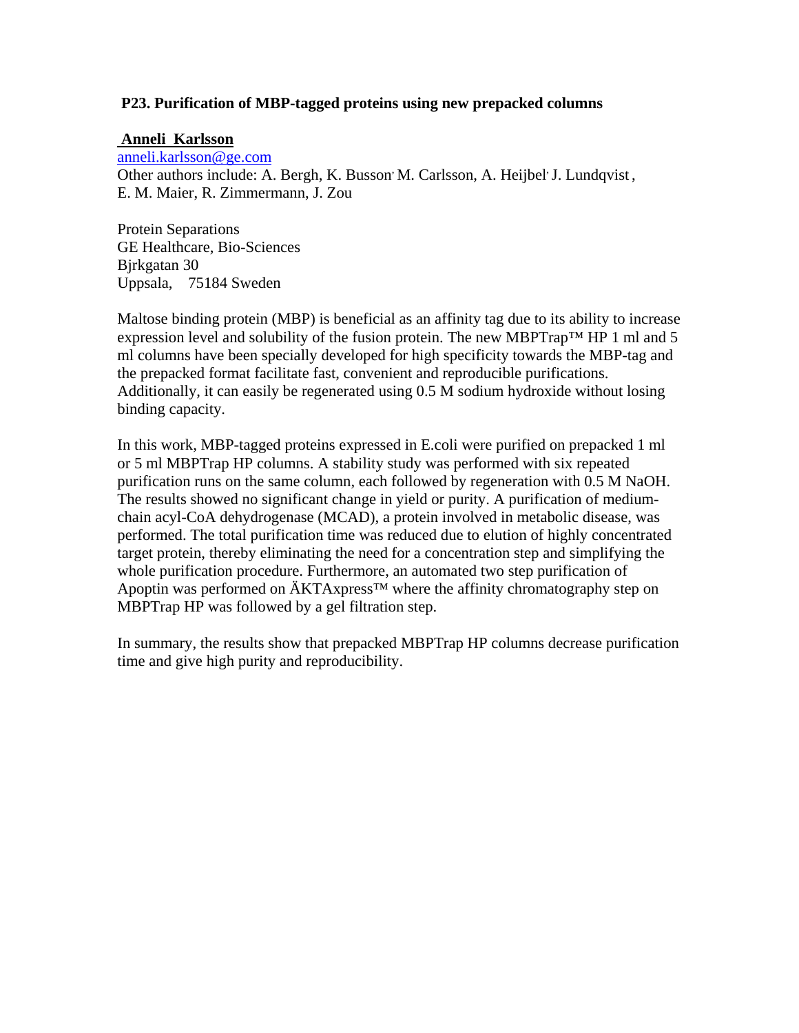### P23. Purification of MBP-tagged proteins using new prepacked columns

**Anneli Karlsson**

anneli.karlsson@ge.com

Other authors include: A. Bergh, K. Busson, M. Carlsson, A. Heijbel, J. Lundqvist, E. M. Maier, R. Zimmermann, J. Zou

Protein Separations  
GE Healthcare, Bio-Sciences  
Bjrkgatan 30  
Uppsala, 75184 Sweden

Maltose binding protein (MBP) is beneficial as an affinity tag due to its ability to increase expression level and solubility of the fusion protein. The new MBPTrap™ HP 1 ml and 5 ml columns have been specially developed for high specificity towards the MBP-tag and the prepacked format facilitate fast, convenient and reproducible purifications. Additionally, it can easily be regenerated using 0.5 M sodium hydroxide without losing binding capacity.

In this work, MBP-tagged proteins expressed in E.coli were purified on prepacked 1 ml or 5 ml MBPTrap HP columns. A stability study was performed with six repeated purification runs on the same column, each followed by regeneration with 0.5 M NaOH. The results showed no significant change in yield or purity. A purification of medium-chain acyl-CoA dehydrogenase (MCAD), a protein involved in metabolic disease, was performed. The total purification time was reduced due to elution of highly concentrated target protein, thereby eliminating the need for a concentration step and simplifying the whole purification procedure. Furthermore, an automated two step purification of Apoptin was performed on ÄKTAxpress™ where the affinity chromatography step on MBPTrap HP was followed by a gel filtration step.

In summary, the results show that prepacked MBPTrap HP columns decrease purification time and give high purity and reproducibility.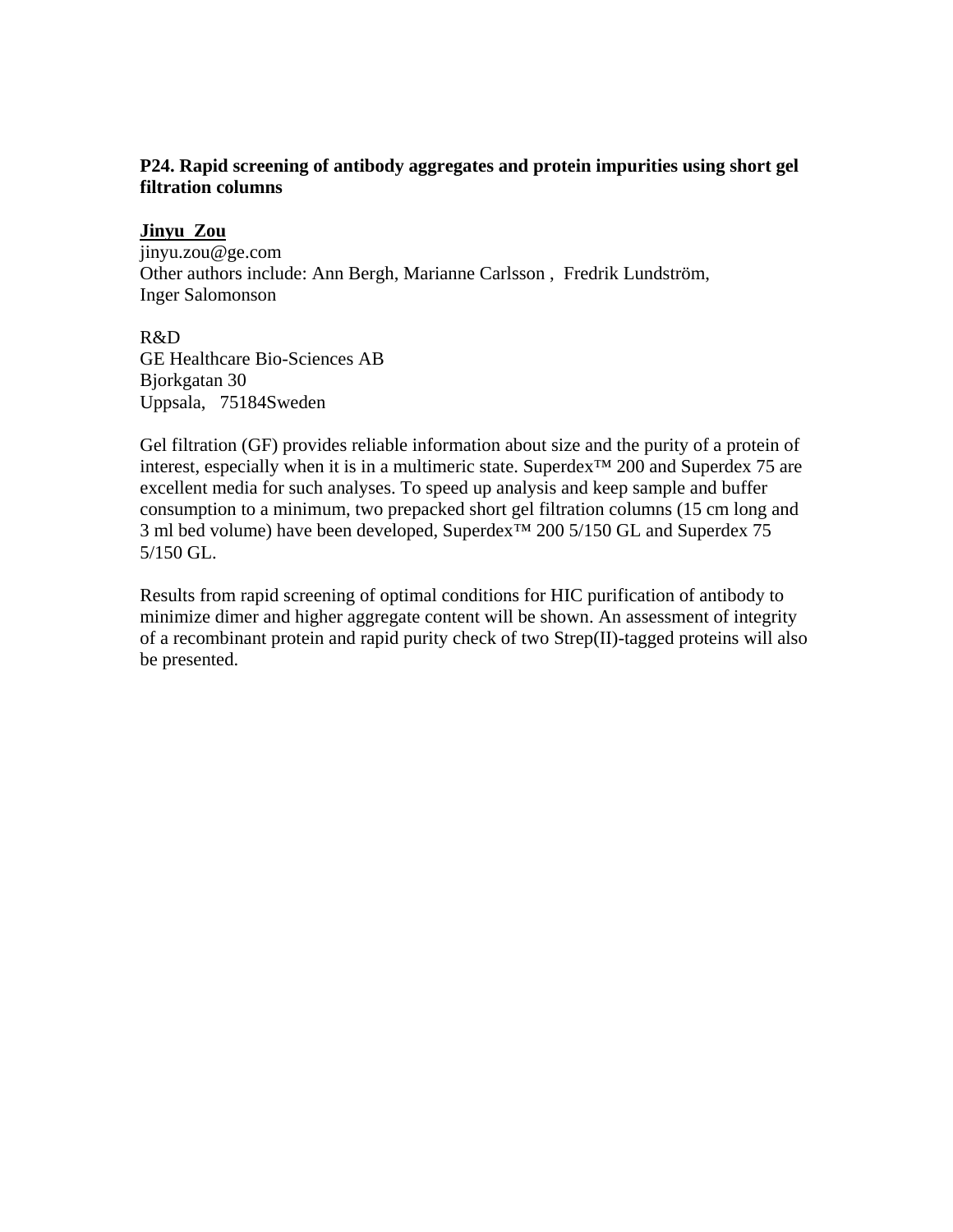**P24. Rapid screening of antibody aggregates and protein impurities using short gel filtration columns**

**Jinyu Zou**
jinyu.zou@ge.com
Other authors include: Ann Bergh, Marianne Carlsson , Fredrik Lundström, Inger Salomonson

R&D
GE Healthcare Bio-Sciences AB
Bjorkgatan 30
Uppsala, 75184Sweden

Gel filtration (GF) provides reliable information about size and the purity of a protein of interest, especially when it is in a multimeric state. Superdex™ 200 and Superdex 75 are excellent media for such analyses. To speed up analysis and keep sample and buffer consumption to a minimum, two prepacked short gel filtration columns (15 cm long and 3 ml bed volume) have been developed, Superdex™ 200 5/150 GL and Superdex 75 5/150 GL.

Results from rapid screening of optimal conditions for HIC purification of antibody to minimize dimer and higher aggregate content will be shown. An assessment of integrity of a recombinant protein and rapid purity check of two Strep(II)-tagged proteins will also be presented.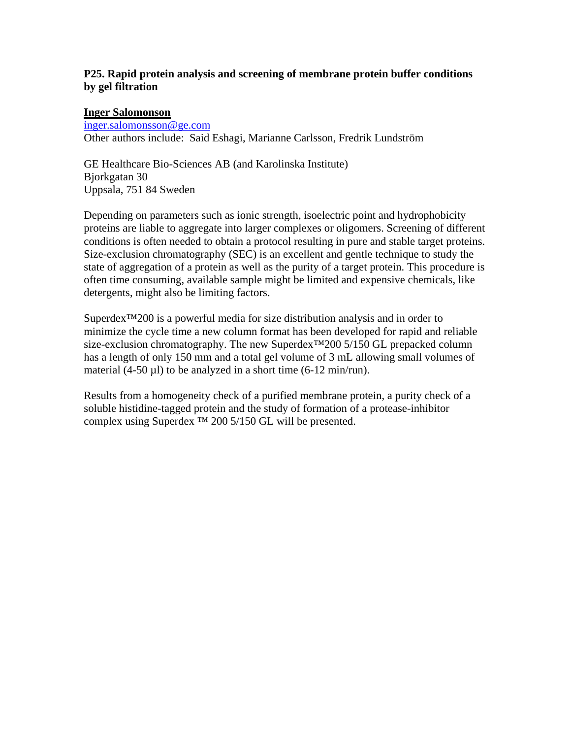**P25. Rapid protein analysis and screening of membrane protein buffer conditions by gel filtration**

**Inger Salomonson**

inger.salomonsson@ge.com

Other authors include: Said Eshagi, Marianne Carlsson, Fredrik Lundström

GE Healthcare Bio-Sciences AB (and Karolinska Institute)
Bjorkgatan 30
Uppsala, 751 84 Sweden

Depending on parameters such as ionic strength, isoelectric point and hydrophobicity proteins are liable to aggregate into larger complexes or oligomers. Screening of different conditions is often needed to obtain a protocol resulting in pure and stable target proteins. Size-exclusion chromatography (SEC) is an excellent and gentle technique to study the state of aggregation of a protein as well as the purity of a target protein. This procedure is often time consuming, available sample might be limited and expensive chemicals, like detergents, might also be limiting factors.

Superdex™200 is a powerful media for size distribution analysis and in order to minimize the cycle time a new column format has been developed for rapid and reliable size-exclusion chromatography. The new Superdex™200 5/150 GL prepacked column has a length of only 150 mm and a total gel volume of 3 mL allowing small volumes of material (4-50 µl) to be analyzed in a short time (6-12 min/run).

Results from a homogeneity check of a purified membrane protein, a purity check of a soluble histidine-tagged protein and the study of formation of a protease-inhibitor complex using Superdex ™ 200 5/150 GL will be presented.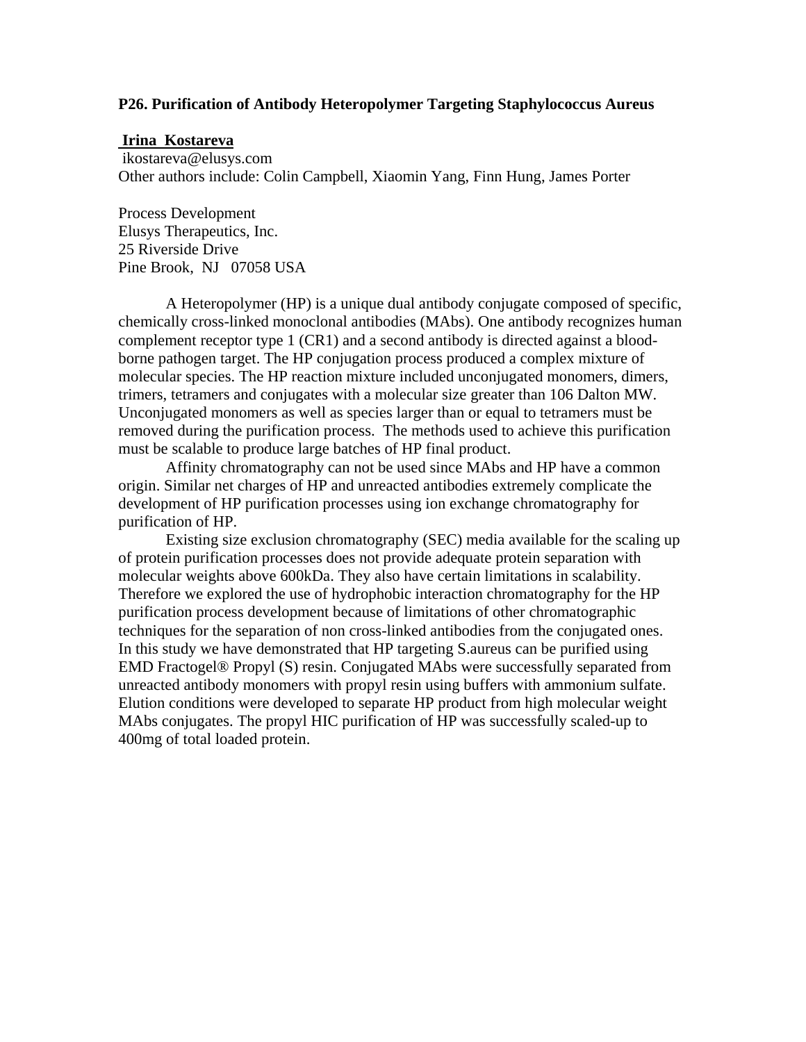**P26. Purification of Antibody Heteropolymer Targeting Staphylococcus Aureus**

**Irina Kostareva**
ikostareva@elusys.com
Other authors include: Colin Campbell, Xiaomin Yang, Finn Hung, James Porter

Process Development
Elusys Therapeutics, Inc.
25 Riverside Drive
Pine Brook, NJ 07058 USA

A Heteropolymer (HP) is a unique dual antibody conjugate composed of specific, chemically cross-linked monoclonal antibodies (MAbs). One antibody recognizes human complement receptor type 1 (CR1) and a second antibody is directed against a blood-borne pathogen target. The HP conjugation process produced a complex mixture of molecular species. The HP reaction mixture included unconjugated monomers, dimers, trimers, tetramers and conjugates with a molecular size greater than 106 Dalton MW. Unconjugated monomers as well as species larger than or equal to tetramers must be removed during the purification process. The methods used to achieve this purification must be scalable to produce large batches of HP final product.

Affinity chromatography can not be used since MAbs and HP have a common origin. Similar net charges of HP and unreacted antibodies extremely complicate the development of HP purification processes using ion exchange chromatography for purification of HP.

Existing size exclusion chromatography (SEC) media available for the scaling up of protein purification processes does not provide adequate protein separation with molecular weights above 600kDa. They also have certain limitations in scalability. Therefore we explored the use of hydrophobic interaction chromatography for the HP purification process development because of limitations of other chromatographic techniques for the separation of non cross-linked antibodies from the conjugated ones. In this study we have demonstrated that HP targeting S.aureus can be purified using EMD Fractogel® Propyl (S) resin. Conjugated MAbs were successfully separated from unreacted antibody monomers with propyl resin using buffers with ammonium sulfate. Elution conditions were developed to separate HP product from high molecular weight MAbs conjugates. The propyl HIC purification of HP was successfully scaled-up to 400mg of total loaded protein.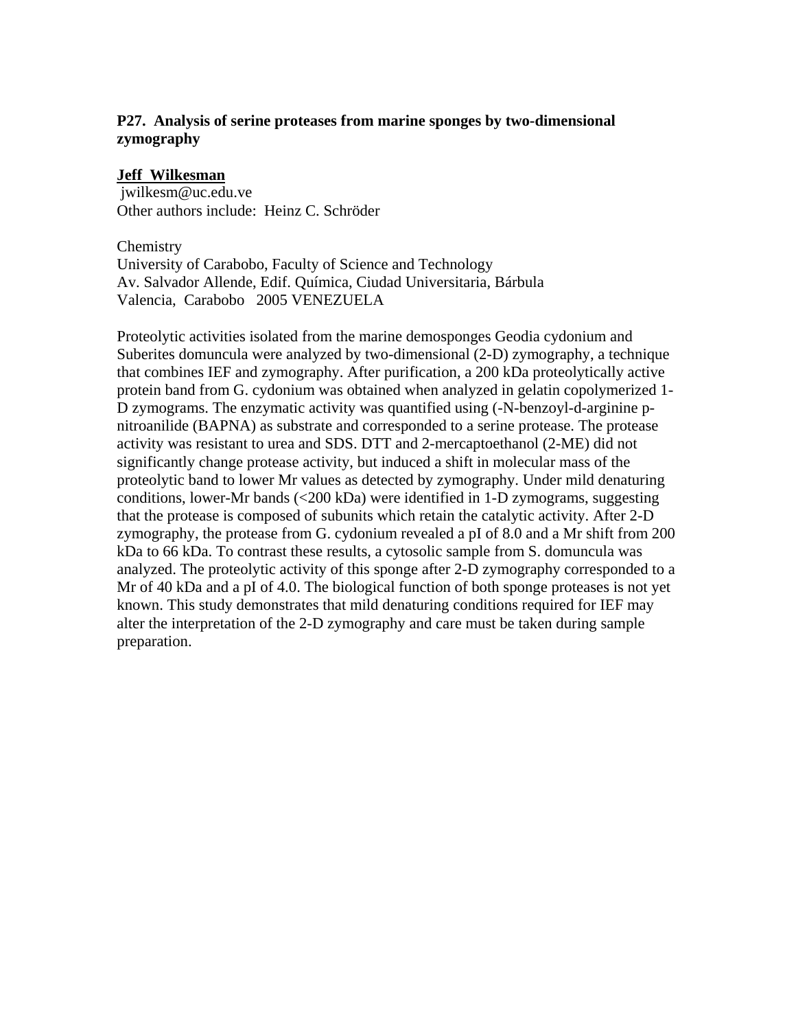## P27. Analysis of serine proteases from marine sponges by two-dimensional zymography

**Jeff Wilkesman**
jwilkesm@uc.edu.ve
Other authors include: Heinz C. Schröder

Chemistry
University of Carabobo, Faculty of Science and Technology
Av. Salvador Allende, Edif. Química, Ciudad Universitaria, Bárbula
Valencia, Carabobo 2005 VENEZUELA

Proteolytic activities isolated from the marine demosponges Geodia cydonium and Suberites domuncula were analyzed by two-dimensional (2-D) zymography, a technique that combines IEF and zymography. After purification, a 200 kDa proteolytically active protein band from G. cydonium was obtained when analyzed in gelatin copolymerized 1-D zymograms. The enzymatic activity was quantified using (-N-benzoyl-d-arginine p-nitroanilide (BAPNA) as substrate and corresponded to a serine protease. The protease activity was resistant to urea and SDS. DTT and 2-mercaptoethanol (2-ME) did not significantly change protease activity, but induced a shift in molecular mass of the proteolytic band to lower Mr values as detected by zymography. Under mild denaturing conditions, lower-Mr bands (<200 kDa) were identified in 1-D zymograms, suggesting that the protease is composed of subunits which retain the catalytic activity. After 2-D zymography, the protease from G. cydonium revealed a pI of 8.0 and a Mr shift from 200 kDa to 66 kDa. To contrast these results, a cytosolic sample from S. domuncula was analyzed. The proteolytic activity of this sponge after 2-D zymography corresponded to a Mr of 40 kDa and a pI of 4.0. The biological function of both sponge proteases is not yet known. This study demonstrates that mild denaturing conditions required for IEF may alter the interpretation of the 2-D zymography and care must be taken during sample preparation.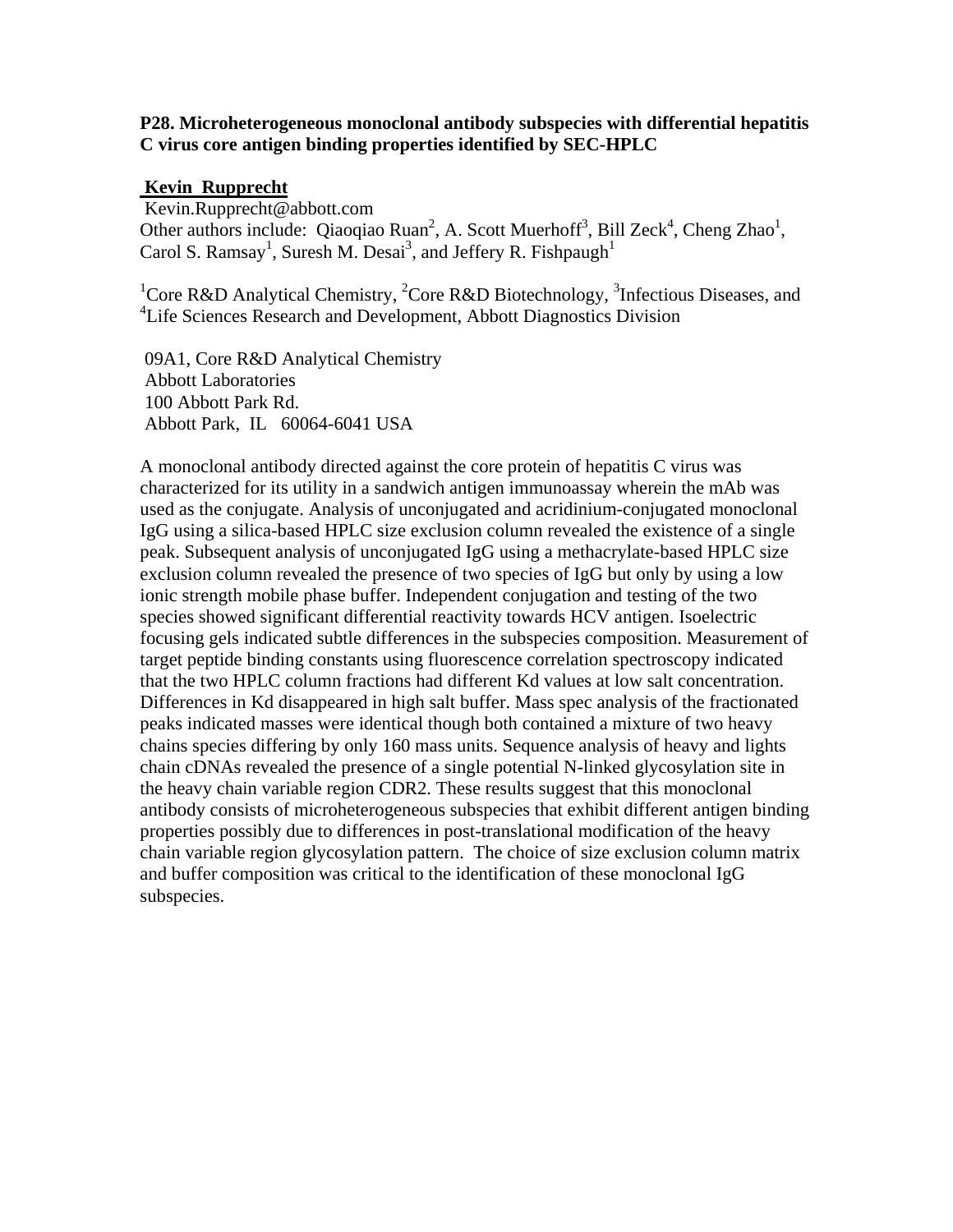**P28. Microheterogeneous monoclonal antibody subspecies with differential hepatitis C virus core antigen binding properties identified by SEC-HPLC**

**Kevin Rupprecht**
Kevin.Rupprecht@abbott.com
Other authors include: Qiaoqiao Ruan[2], A. Scott Muerhoff[3], Bill Zeck[4], Cheng Zhao[1], Carol S. Ramsay[1], Suresh M. Desai[3], and Jeffery R. Fishpaugh[1]

[1]Core R&D Analytical Chemistry, [2]Core R&D Biotechnology, [3]Infectious Diseases, and [4]Life Sciences Research and Development, Abbott Diagnostics Division

09A1, Core R&D Analytical Chemistry
Abbott Laboratories
100 Abbott Park Rd.
Abbott Park, IL 60064-6041 USA

A monoclonal antibody directed against the core protein of hepatitis C virus was characterized for its utility in a sandwich antigen immunoassay wherein the mAb was used as the conjugate. Analysis of unconjugated and acridinium-conjugated monoclonal IgG using a silica-based HPLC size exclusion column revealed the existence of a single peak. Subsequent analysis of unconjugated IgG using a methacrylate-based HPLC size exclusion column revealed the presence of two species of IgG but only by using a low ionic strength mobile phase buffer. Independent conjugation and testing of the two species showed significant differential reactivity towards HCV antigen. Isoelectric focusing gels indicated subtle differences in the subspecies composition. Measurement of target peptide binding constants using fluorescence correlation spectroscopy indicated that the two HPLC column fractions had different Kd values at low salt concentration. Differences in Kd disappeared in high salt buffer. Mass spec analysis of the fractionated peaks indicated masses were identical though both contained a mixture of two heavy chains species differing by only 160 mass units. Sequence analysis of heavy and lights chain cDNAs revealed the presence of a single potential N-linked glycosylation site in the heavy chain variable region CDR2. These results suggest that this monoclonal antibody consists of microheterogeneous subspecies that exhibit different antigen binding properties possibly due to differences in post-translational modification of the heavy chain variable region glycosylation pattern. The choice of size exclusion column matrix and buffer composition was critical to the identification of these monoclonal IgG subspecies.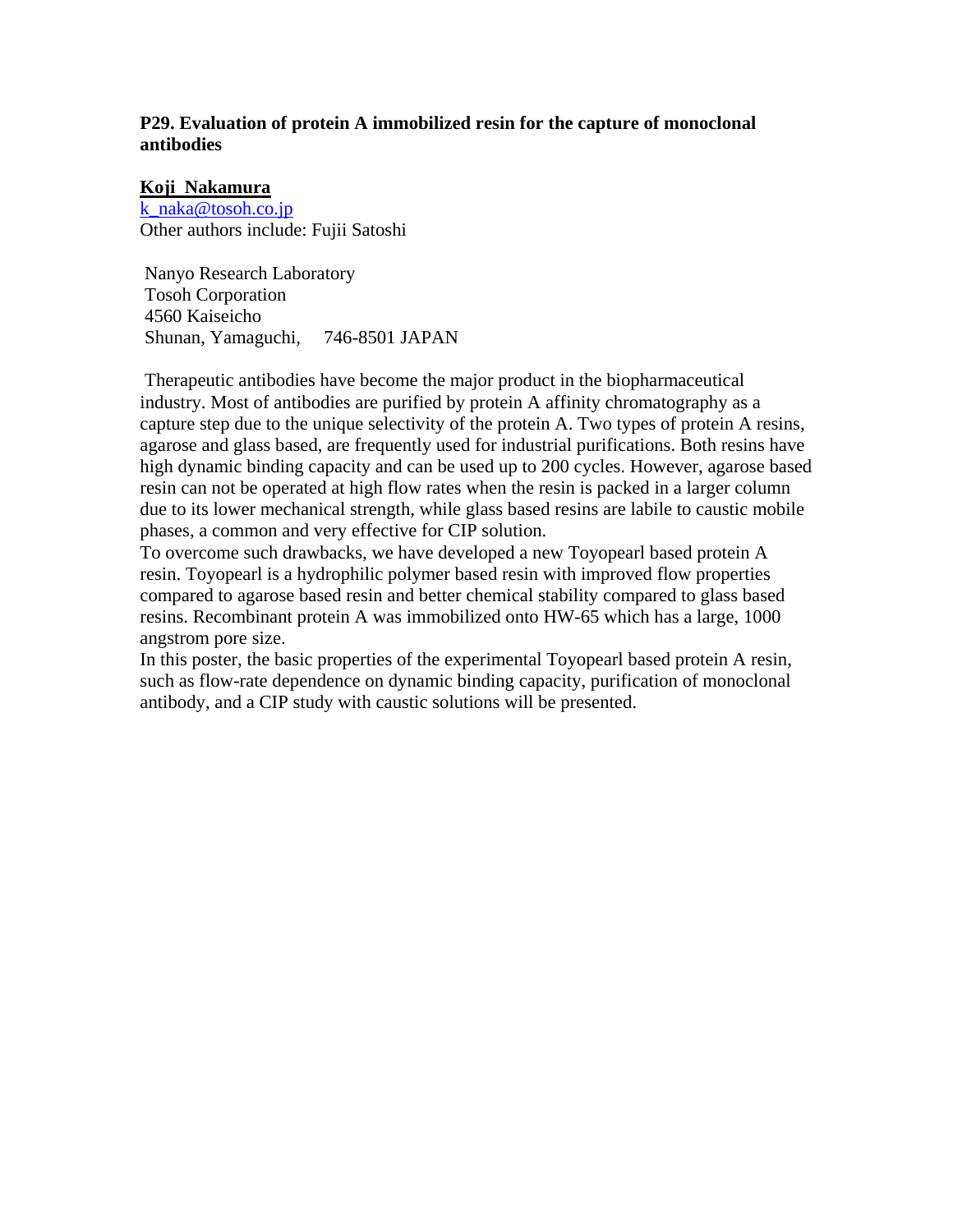**P29. Evaluation of protein A immobilized resin for the capture of monoclonal antibodies**

**Koji Nakamura**
k_naka@tosoh.co.jp
Other authors include: Fujii Satoshi

Nanyo Research Laboratory
Tosoh Corporation
4560 Kaiseicho
Shunan, Yamaguchi, 746-8501 JAPAN

Therapeutic antibodies have become the major product in the biopharmaceutical industry. Most of antibodies are purified by protein A affinity chromatography as a capture step due to the unique selectivity of the protein A. Two types of protein A resins, agarose and glass based, are frequently used for industrial purifications. Both resins have high dynamic binding capacity and can be used up to 200 cycles. However, agarose based resin can not be operated at high flow rates when the resin is packed in a larger column due to its lower mechanical strength, while glass based resins are labile to caustic mobile phases, a common and very effective for CIP solution.

To overcome such drawbacks, we have developed a new Toyopearl based protein A resin. Toyopearl is a hydrophilic polymer based resin with improved flow properties compared to agarose based resin and better chemical stability compared to glass based resins. Recombinant protein A was immobilized onto HW-65 which has a large, 1000 angstrom pore size.

In this poster, the basic properties of the experimental Toyopearl based protein A resin, such as flow-rate dependence on dynamic binding capacity, purification of monoclonal antibody, and a CIP study with caustic solutions will be presented.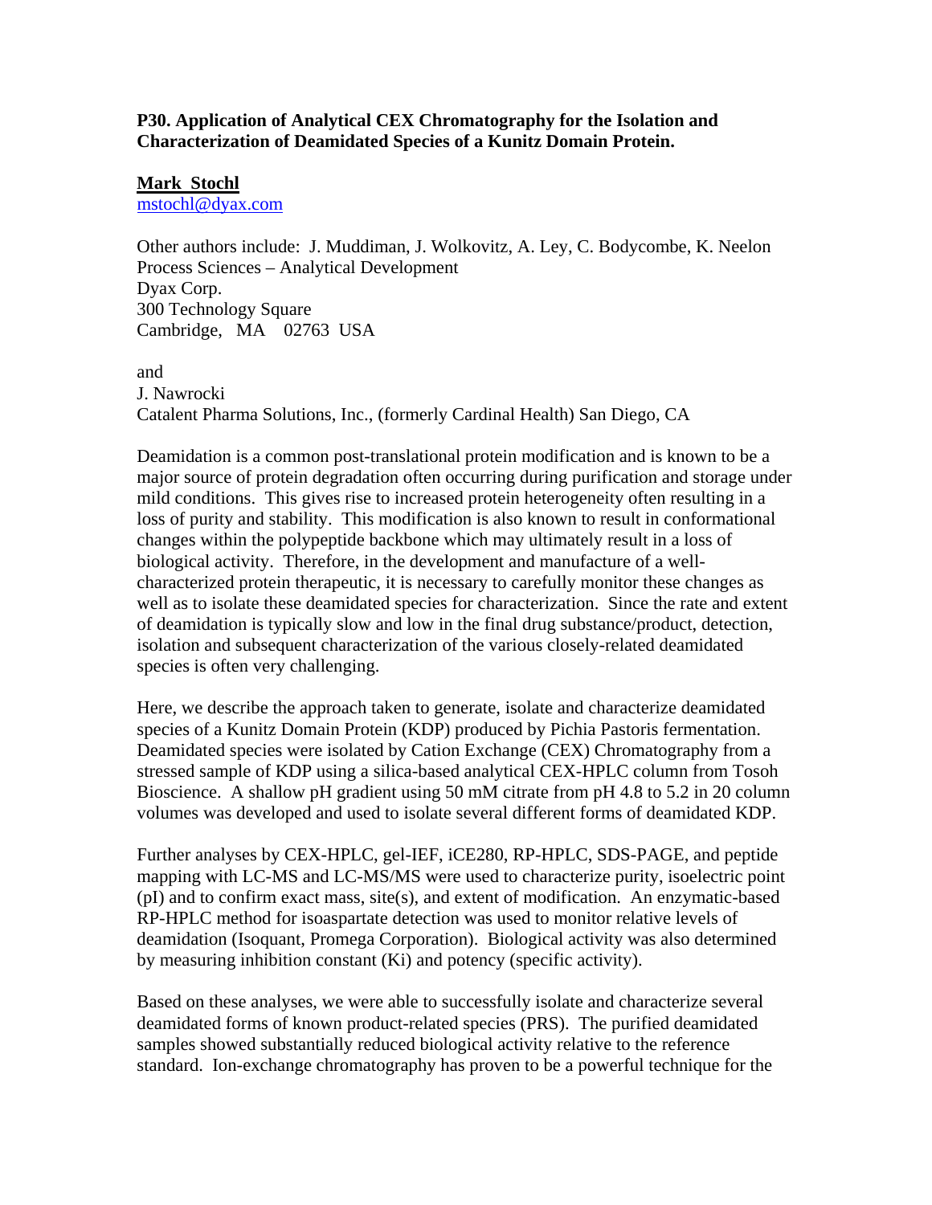**P30. Application of Analytical CEX Chromatography for the Isolation and Characterization of Deamidated Species of a Kunitz Domain Protein.**

**Mark Stochl**
mstochl@dyax.com

Other authors include: J. Muddiman, J. Wolkovitz, A. Ley, C. Bodycombe, K. Neelon
Process Sciences – Analytical Development
Dyax Corp.
300 Technology Square
Cambridge, MA 02763 USA

and
J. Nawrocki
Catalent Pharma Solutions, Inc., (formerly Cardinal Health) San Diego, CA

Deamidation is a common post-translational protein modification and is known to be a major source of protein degradation often occurring during purification and storage under mild conditions. This gives rise to increased protein heterogeneity often resulting in a loss of purity and stability. This modification is also known to result in conformational changes within the polypeptide backbone which may ultimately result in a loss of biological activity. Therefore, in the development and manufacture of a well-characterized protein therapeutic, it is necessary to carefully monitor these changes as well as to isolate these deamidated species for characterization. Since the rate and extent of deamidation is typically slow and low in the final drug substance/product, detection, isolation and subsequent characterization of the various closely-related deamidated species is often very challenging.

Here, we describe the approach taken to generate, isolate and characterize deamidated species of a Kunitz Domain Protein (KDP) produced by Pichia Pastoris fermentation. Deamidated species were isolated by Cation Exchange (CEX) Chromatography from a stressed sample of KDP using a silica-based analytical CEX-HPLC column from Tosoh Bioscience. A shallow pH gradient using 50 mM citrate from pH 4.8 to 5.2 in 20 column volumes was developed and used to isolate several different forms of deamidated KDP.

Further analyses by CEX-HPLC, gel-IEF, iCE280, RP-HPLC, SDS-PAGE, and peptide mapping with LC-MS and LC-MS/MS were used to characterize purity, isoelectric point (pI) and to confirm exact mass, site(s), and extent of modification. An enzymatic-based RP-HPLC method for isoaspartate detection was used to monitor relative levels of deamidation (Isoquant, Promega Corporation). Biological activity was also determined by measuring inhibition constant (Ki) and potency (specific activity).

Based on these analyses, we were able to successfully isolate and characterize several deamidated forms of known product-related species (PRS). The purified deamidated samples showed substantially reduced biological activity relative to the reference standard. Ion-exchange chromatography has proven to be a powerful technique for the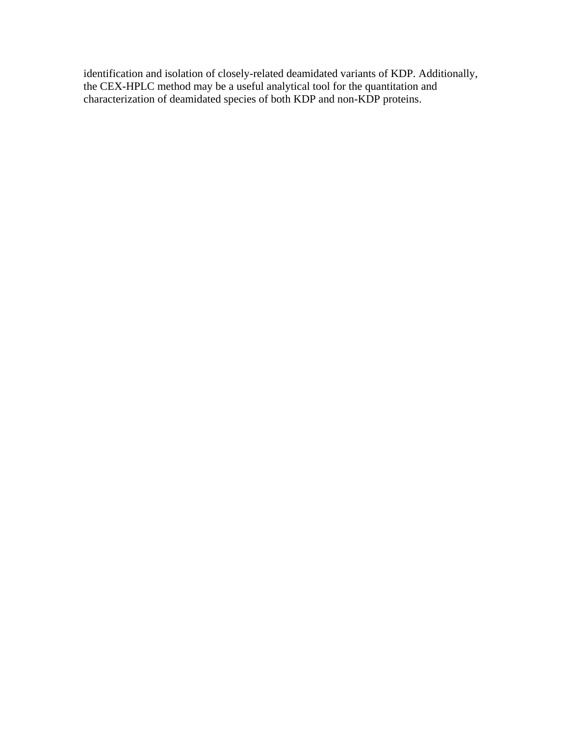identification and isolation of closely-related deamidated variants of KDP. Additionally, the CEX-HPLC method may be a useful analytical tool for the quantitation and characterization of deamidated species of both KDP and non-KDP proteins.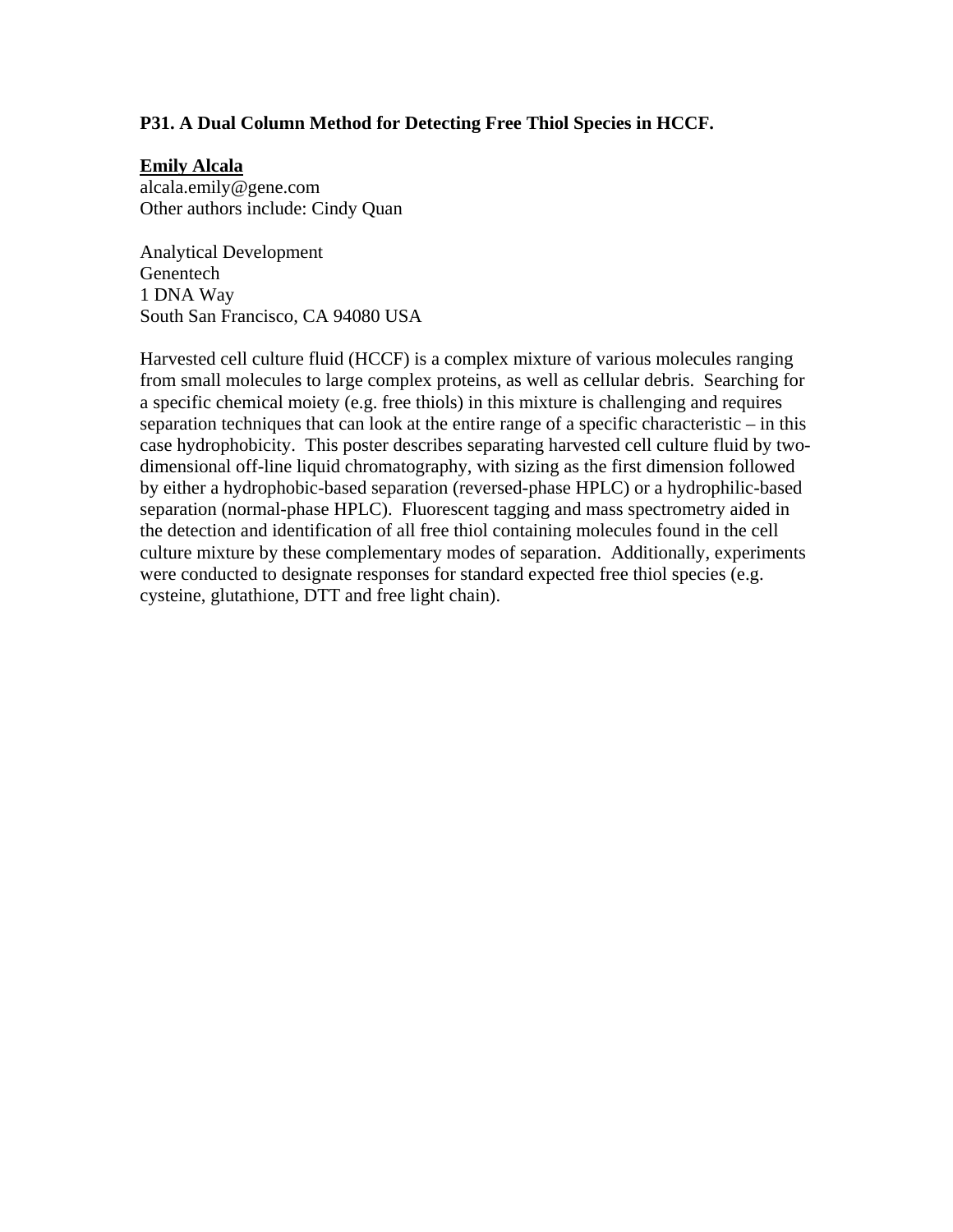**P31. A Dual Column Method for Detecting Free Thiol Species in HCCF.**

**<u>Emily Alcala</u>**
alcala.emily@gene.com
Other authors include: Cindy Quan

Analytical Development
Genentech
1 DNA Way
South San Francisco, CA 94080 USA

Harvested cell culture fluid (HCCF) is a complex mixture of various molecules ranging from small molecules to large complex proteins, as well as cellular debris. Searching for a specific chemical moiety (e.g. free thiols) in this mixture is challenging and requires separation techniques that can look at the entire range of a specific characteristic – in this case hydrophobicity. This poster describes separating harvested cell culture fluid by two-dimensional off-line liquid chromatography, with sizing as the first dimension followed by either a hydrophobic-based separation (reversed-phase HPLC) or a hydrophilic-based separation (normal-phase HPLC). Fluorescent tagging and mass spectrometry aided in the detection and identification of all free thiol containing molecules found in the cell culture mixture by these complementary modes of separation. Additionally, experiments were conducted to designate responses for standard expected free thiol species (e.g. cysteine, glutathione, DTT and free light chain).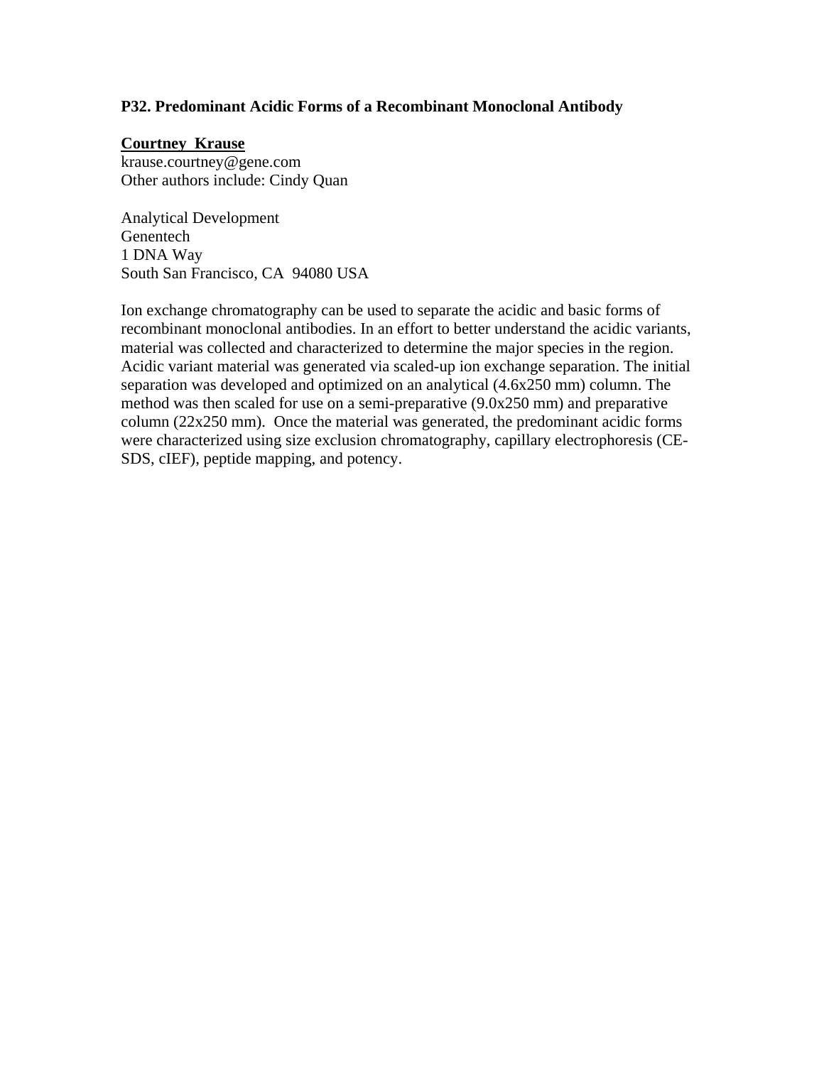### P32. Predominant Acidic Forms of a Recombinant Monoclonal Antibody

**Courtney Krause**
krause.courtney@gene.com
Other authors include: Cindy Quan

Analytical Development
Genentech
1 DNA Way
South San Francisco, CA 94080 USA

Ion exchange chromatography can be used to separate the acidic and basic forms of recombinant monoclonal antibodies. In an effort to better understand the acidic variants, material was collected and characterized to determine the major species in the region. Acidic variant material was generated via scaled-up ion exchange separation. The initial separation was developed and optimized on an analytical (4.6x250 mm) column. The method was then scaled for use on a semi-preparative (9.0x250 mm) and preparative column (22x250 mm). Once the material was generated, the predominant acidic forms were characterized using size exclusion chromatography, capillary electrophoresis (CE-SDS, cIEF), peptide mapping, and potency.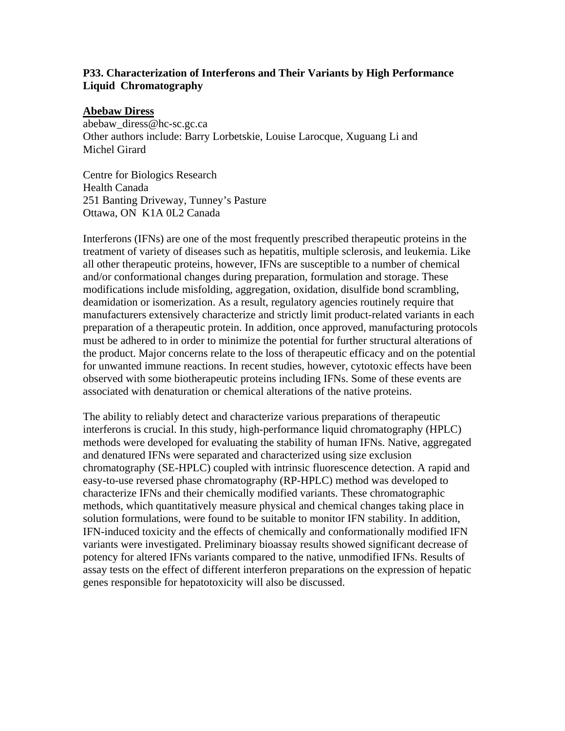### P33. Characterization of Interferons and Their Variants by High Performance Liquid Chromatography

**Abebaw Diress**
abebaw_diress@hc-sc.gc.ca
Other authors include: Barry Lorbetskie, Louise Larocque, Xuguang Li and Michel Girard

Centre for Biologics Research
Health Canada
251 Banting Driveway, Tunney's Pasture
Ottawa, ON K1A 0L2 Canada

Interferons (IFNs) are one of the most frequently prescribed therapeutic proteins in the treatment of variety of diseases such as hepatitis, multiple sclerosis, and leukemia. Like all other therapeutic proteins, however, IFNs are susceptible to a number of chemical and/or conformational changes during preparation, formulation and storage. These modifications include misfolding, aggregation, oxidation, disulfide bond scrambling, deamidation or isomerization. As a result, regulatory agencies routinely require that manufacturers extensively characterize and strictly limit product-related variants in each preparation of a therapeutic protein. In addition, once approved, manufacturing protocols must be adhered to in order to minimize the potential for further structural alterations of the product. Major concerns relate to the loss of therapeutic efficacy and on the potential for unwanted immune reactions. In recent studies, however, cytotoxic effects have been observed with some biotherapeutic proteins including IFNs. Some of these events are associated with denaturation or chemical alterations of the native proteins.

The ability to reliably detect and characterize various preparations of therapeutic interferons is crucial. In this study, high-performance liquid chromatography (HPLC) methods were developed for evaluating the stability of human IFNs. Native, aggregated and denatured IFNs were separated and characterized using size exclusion chromatography (SE-HPLC) coupled with intrinsic fluorescence detection. A rapid and easy-to-use reversed phase chromatography (RP-HPLC) method was developed to characterize IFNs and their chemically modified variants. These chromatographic methods, which quantitatively measure physical and chemical changes taking place in solution formulations, were found to be suitable to monitor IFN stability. In addition, IFN-induced toxicity and the effects of chemically and conformationally modified IFN variants were investigated. Preliminary bioassay results showed significant decrease of potency for altered IFNs variants compared to the native, unmodified IFNs. Results of assay tests on the effect of different interferon preparations on the expression of hepatic genes responsible for hepatotoxicity will also be discussed.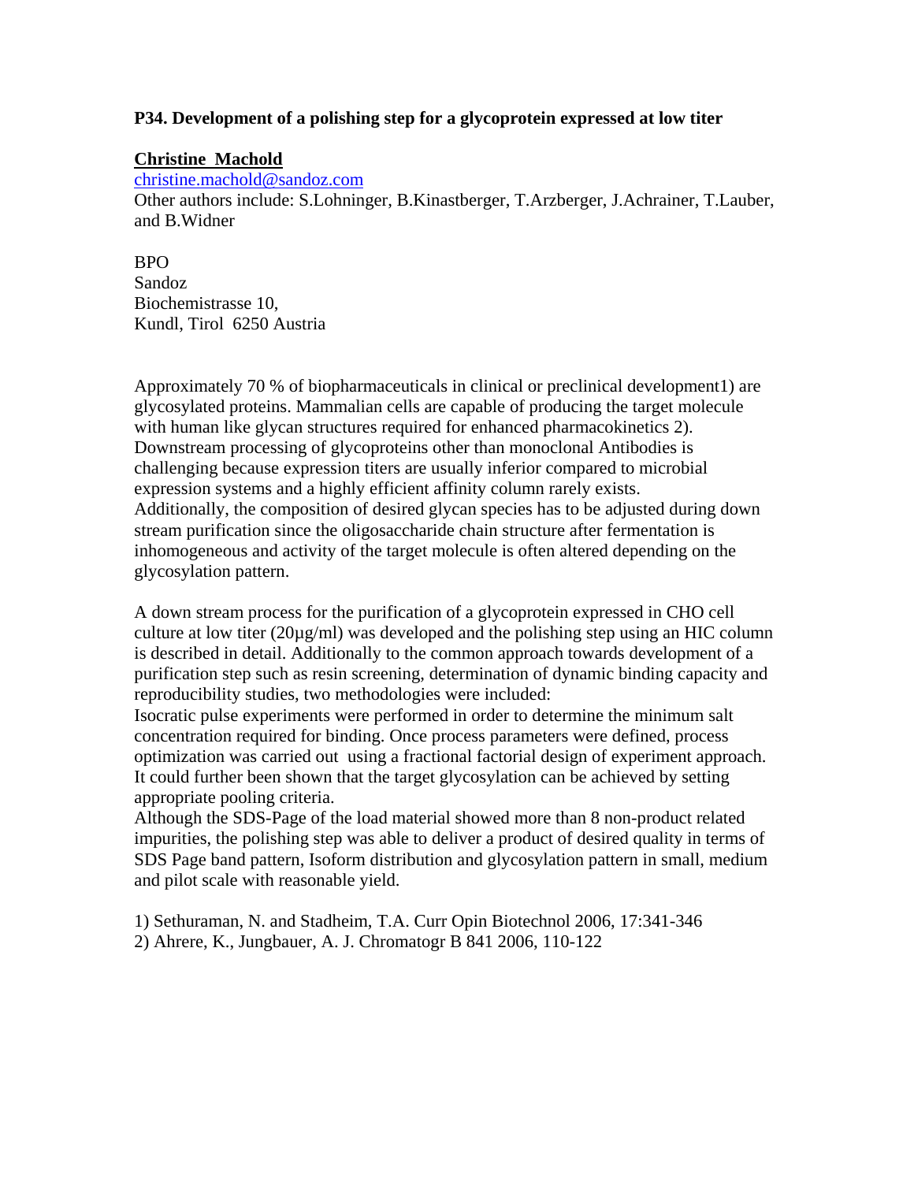**P34. Development of a polishing step for a glycoprotein expressed at low titer**

**Christine Machold**

christine.machold@sandoz.com

Other authors include: S.Lohninger, B.Kinastberger, T.Arzberger, J.Achrainer, T.Lauber, and B.Widner

BPO

Sandoz

Biochemistrasse 10,

Kundl, Tirol 6250 Austria

Approximately 70 % of biopharmaceuticals in clinical or preclinical development1) are glycosylated proteins. Mammalian cells are capable of producing the target molecule with human like glycan structures required for enhanced pharmacokinetics 2). Downstream processing of glycoproteins other than monoclonal Antibodies is challenging because expression titers are usually inferior compared to microbial expression systems and a highly efficient affinity column rarely exists. Additionally, the composition of desired glycan species has to be adjusted during down stream purification since the oligosaccharide chain structure after fermentation is inhomogeneous and activity of the target molecule is often altered depending on the glycosylation pattern.

A down stream process for the purification of a glycoprotein expressed in CHO cell culture at low titer (20µg/ml) was developed and the polishing step using an HIC column is described in detail. Additionally to the common approach towards development of a purification step such as resin screening, determination of dynamic binding capacity and reproducibility studies, two methodologies were included:

Isocratic pulse experiments were performed in order to determine the minimum salt concentration required for binding. Once process parameters were defined, process optimization was carried out using a fractional factorial design of experiment approach. It could further been shown that the target glycosylation can be achieved by setting appropriate pooling criteria.

Although the SDS-Page of the load material showed more than 8 non-product related impurities, the polishing step was able to deliver a product of desired quality in terms of SDS Page band pattern, Isoform distribution and glycosylation pattern in small, medium and pilot scale with reasonable yield.

1) Sethuraman, N. and Stadheim, T.A. Curr Opin Biotechnol 2006, 17:341-346

2) Ahrere, K., Jungbauer, A. J. Chromatogr B 841 2006, 110-122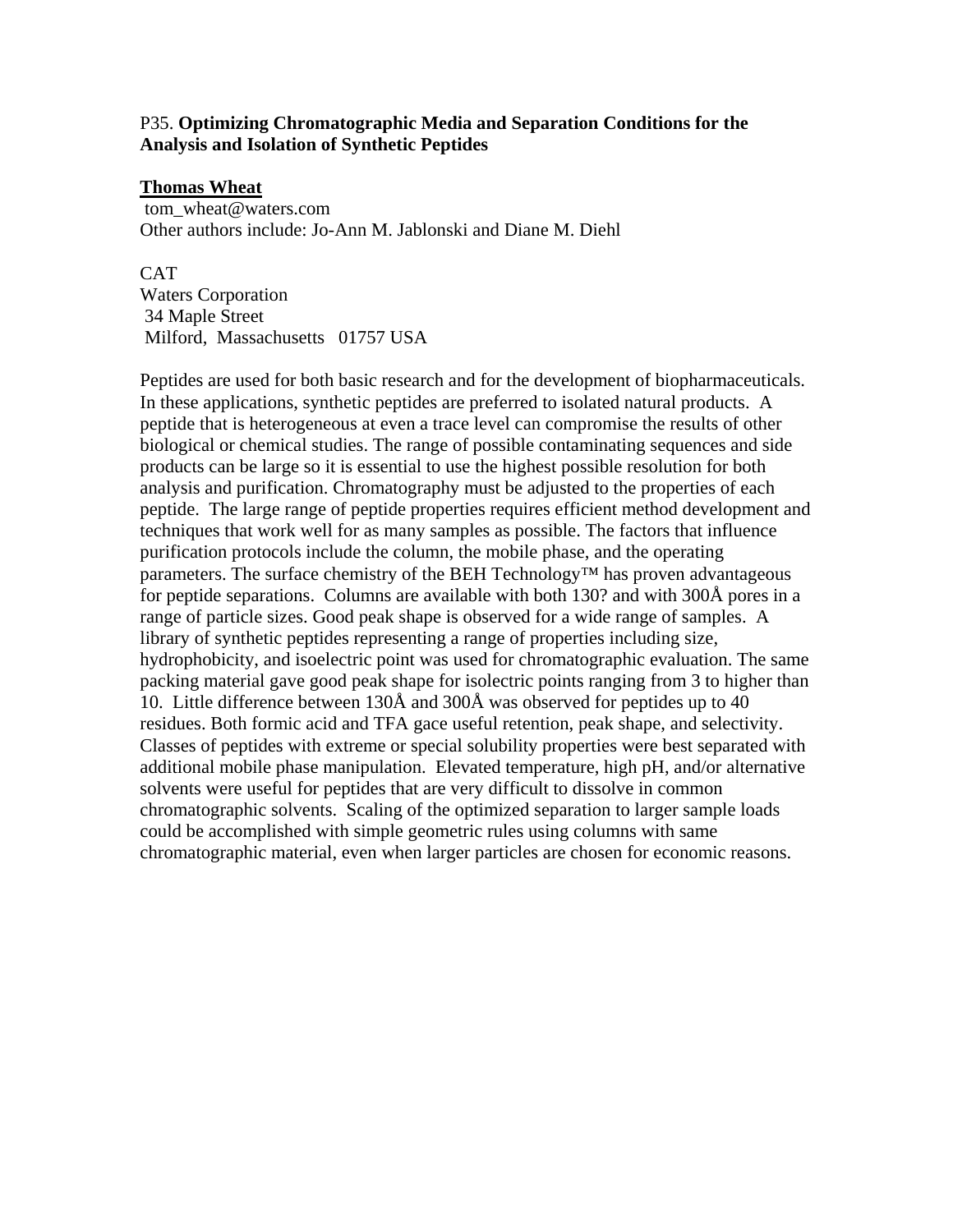P35. **Optimizing Chromatographic Media and Separation Conditions for the Analysis and Isolation of Synthetic Peptides**

**Thomas Wheat**
tom_wheat@waters.com
Other authors include: Jo-Ann M. Jablonski and Diane M. Diehl

CAT
Waters Corporation
34 Maple Street
Milford, Massachusetts 01757 USA

Peptides are used for both basic research and for the development of biopharmaceuticals. In these applications, synthetic peptides are preferred to isolated natural products. A peptide that is heterogeneous at even a trace level can compromise the results of other biological or chemical studies. The range of possible contaminating sequences and side products can be large so it is essential to use the highest possible resolution for both analysis and purification. Chromatography must be adjusted to the properties of each peptide. The large range of peptide properties requires efficient method development and techniques that work well for as many samples as possible. The factors that influence purification protocols include the column, the mobile phase, and the operating parameters. The surface chemistry of the BEH Technology™ has proven advantageous for peptide separations. Columns are available with both 130? and with 300Å pores in a range of particle sizes. Good peak shape is observed for a wide range of samples. A library of synthetic peptides representing a range of properties including size, hydrophobicity, and isoelectric point was used for chromatographic evaluation. The same packing material gave good peak shape for isolectric points ranging from 3 to higher than 10. Little difference between 130Å and 300Å was observed for peptides up to 40 residues. Both formic acid and TFA gace useful retention, peak shape, and selectivity. Classes of peptides with extreme or special solubility properties were best separated with additional mobile phase manipulation. Elevated temperature, high pH, and/or alternative solvents were useful for peptides that are very difficult to dissolve in common chromatographic solvents. Scaling of the optimized separation to larger sample loads could be accomplished with simple geometric rules using columns with same chromatographic material, even when larger particles are chosen for economic reasons.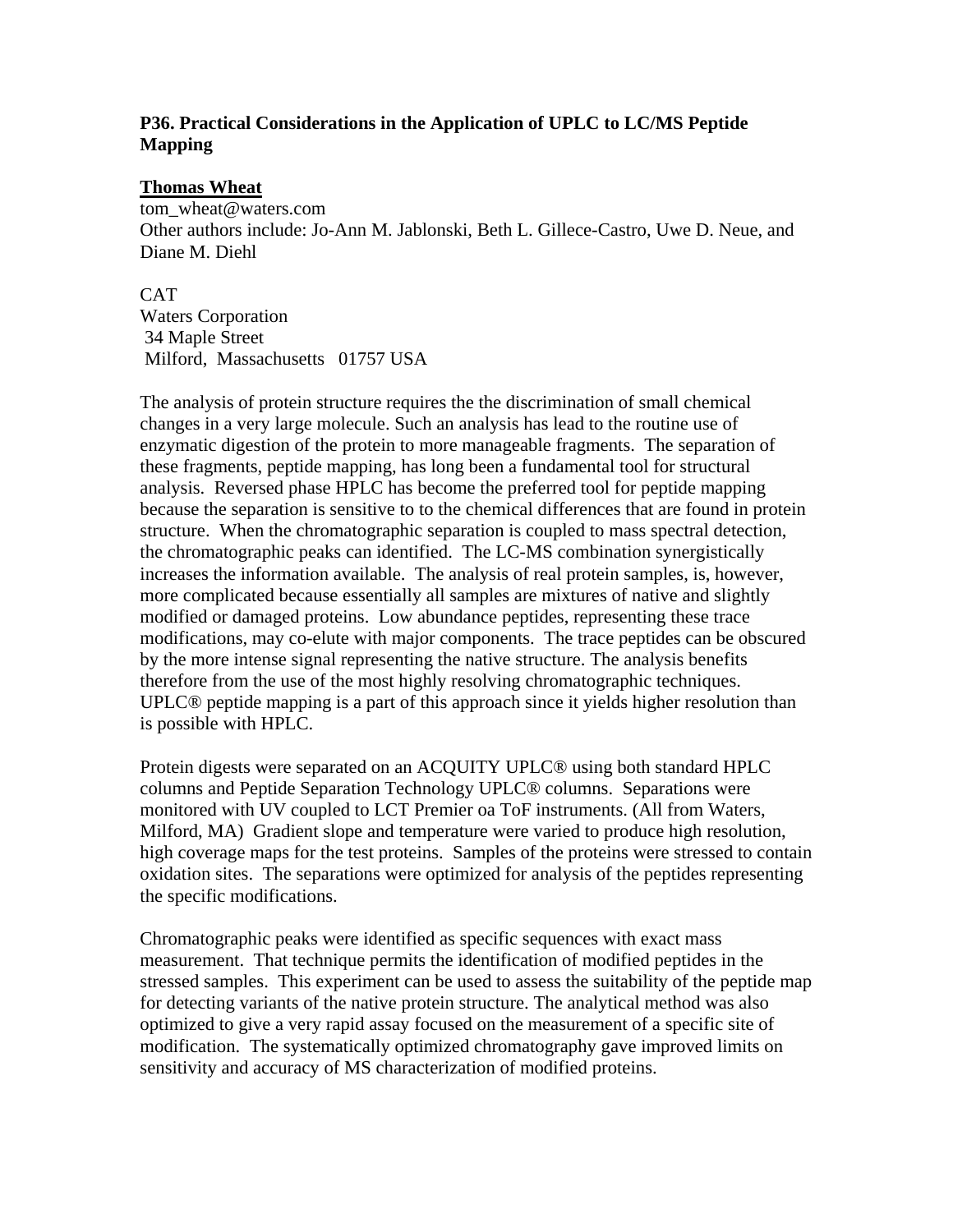**P36. Practical Considerations in the Application of UPLC to LC/MS Peptide Mapping**

**Thomas Wheat**
tom_wheat@waters.com
Other authors include: Jo-Ann M. Jablonski, Beth L. Gillece-Castro, Uwe D. Neue, and Diane M. Diehl

CAT
Waters Corporation
34 Maple Street
Milford, Massachusetts 01757 USA

The analysis of protein structure requires the the discrimination of small chemical changes in a very large molecule. Such an analysis has lead to the routine use of enzymatic digestion of the protein to more manageable fragments. The separation of these fragments, peptide mapping, has long been a fundamental tool for structural analysis. Reversed phase HPLC has become the preferred tool for peptide mapping because the separation is sensitive to to the chemical differences that are found in protein structure. When the chromatographic separation is coupled to mass spectral detection, the chromatographic peaks can identified. The LC-MS combination synergistically increases the information available. The analysis of real protein samples, is, however, more complicated because essentially all samples are mixtures of native and slightly modified or damaged proteins. Low abundance peptides, representing these trace modifications, may co-elute with major components. The trace peptides can be obscured by the more intense signal representing the native structure. The analysis benefits therefore from the use of the most highly resolving chromatographic techniques. UPLC® peptide mapping is a part of this approach since it yields higher resolution than is possible with HPLC.

Protein digests were separated on an ACQUITY UPLC® using both standard HPLC columns and Peptide Separation Technology UPLC® columns. Separations were monitored with UV coupled to LCT Premier oa ToF instruments. (All from Waters, Milford, MA) Gradient slope and temperature were varied to produce high resolution, high coverage maps for the test proteins. Samples of the proteins were stressed to contain oxidation sites. The separations were optimized for analysis of the peptides representing the specific modifications.

Chromatographic peaks were identified as specific sequences with exact mass measurement. That technique permits the identification of modified peptides in the stressed samples. This experiment can be used to assess the suitability of the peptide map for detecting variants of the native protein structure. The analytical method was also optimized to give a very rapid assay focused on the measurement of a specific site of modification. The systematically optimized chromatography gave improved limits on sensitivity and accuracy of MS characterization of modified proteins.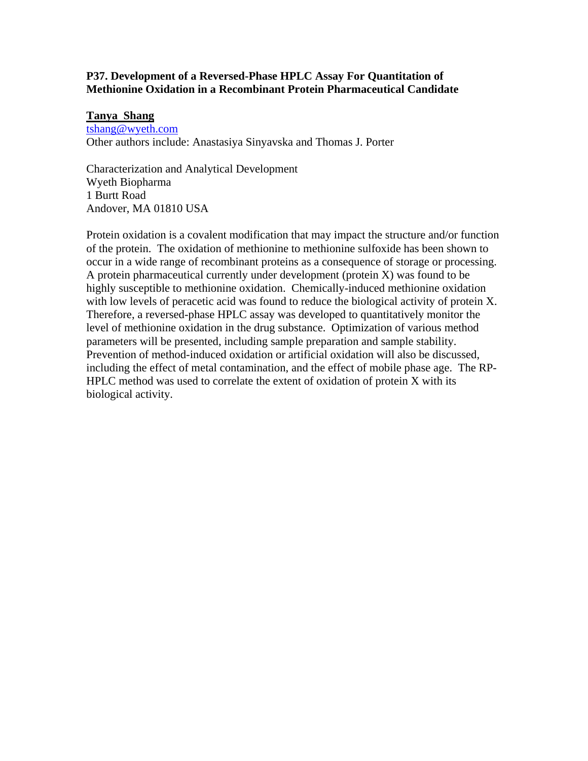**P37. Development of a Reversed-Phase HPLC Assay For Quantitation of Methionine Oxidation in a Recombinant Protein Pharmaceutical Candidate**

**Tanya Shang**
tshang@wyeth.com
Other authors include: Anastasiya Sinyavska and Thomas J. Porter

Characterization and Analytical Development
Wyeth Biopharma
1 Burtt Road
Andover, MA 01810 USA

Protein oxidation is a covalent modification that may impact the structure and/or function of the protein. The oxidation of methionine to methionine sulfoxide has been shown to occur in a wide range of recombinant proteins as a consequence of storage or processing. A protein pharmaceutical currently under development (protein X) was found to be highly susceptible to methionine oxidation. Chemically-induced methionine oxidation with low levels of peracetic acid was found to reduce the biological activity of protein X. Therefore, a reversed-phase HPLC assay was developed to quantitatively monitor the level of methionine oxidation in the drug substance. Optimization of various method parameters will be presented, including sample preparation and sample stability. Prevention of method-induced oxidation or artificial oxidation will also be discussed, including the effect of metal contamination, and the effect of mobile phase age. The RP-HPLC method was used to correlate the extent of oxidation of protein X with its biological activity.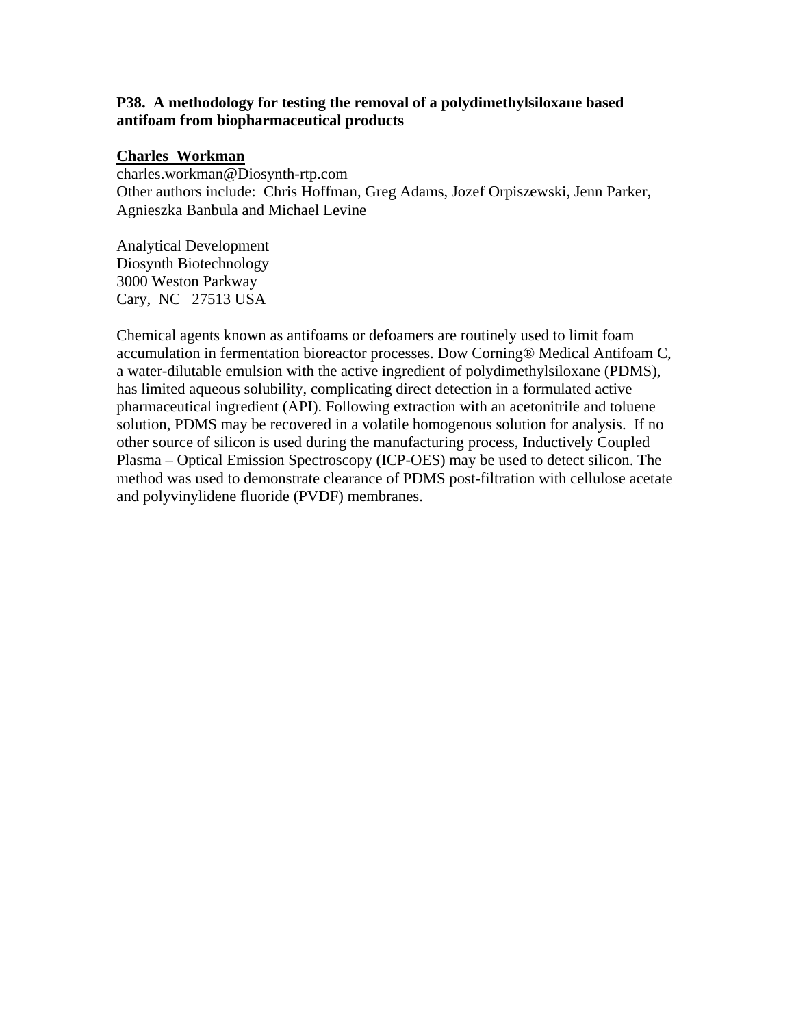**P38. A methodology for testing the removal of a polydimethylsiloxane based antifoam from biopharmaceutical products**

**Charles Workman**
charles.workman@Diosynth-rtp.com
Other authors include: Chris Hoffman, Greg Adams, Jozef Orpiszewski, Jenn Parker, Agnieszka Banbula and Michael Levine

Analytical Development
Diosynth Biotechnology
3000 Weston Parkway
Cary, NC 27513 USA

Chemical agents known as antifoams or defoamers are routinely used to limit foam accumulation in fermentation bioreactor processes. Dow Corning® Medical Antifoam C, a water-dilutable emulsion with the active ingredient of polydimethylsiloxane (PDMS), has limited aqueous solubility, complicating direct detection in a formulated active pharmaceutical ingredient (API). Following extraction with an acetonitrile and toluene solution, PDMS may be recovered in a volatile homogenous solution for analysis. If no other source of silicon is used during the manufacturing process, Inductively Coupled Plasma – Optical Emission Spectroscopy (ICP-OES) may be used to detect silicon. The method was used to demonstrate clearance of PDMS post-filtration with cellulose acetate and polyvinylidene fluoride (PVDF) membranes.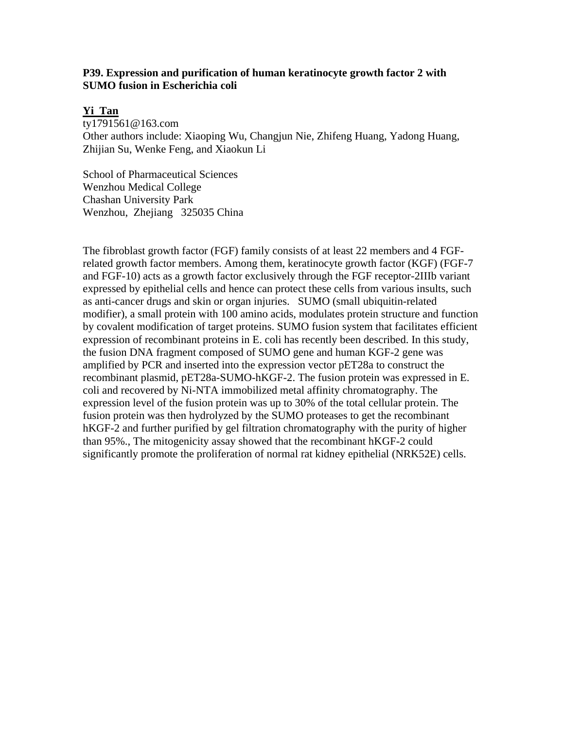**P39. Expression and purification of human keratinocyte growth factor 2 with SUMO fusion in Escherichia coli**

**Yi Tan**
ty1791561@163.com
Other authors include: Xiaoping Wu, Changjun Nie, Zhifeng Huang, Yadong Huang, Zhijian Su, Wenke Feng, and Xiaokun Li

School of Pharmaceutical Sciences
Wenzhou Medical College
Chashan University Park
Wenzhou, Zhejiang 325035 China

The fibroblast growth factor (FGF) family consists of at least 22 members and 4 FGF-related growth factor members. Among them, keratinocyte growth factor (KGF) (FGF-7 and FGF-10) acts as a growth factor exclusively through the FGF receptor-2IIIb variant expressed by epithelial cells and hence can protect these cells from various insults, such as anti-cancer drugs and skin or organ injuries. SUMO (small ubiquitin-related modifier), a small protein with 100 amino acids, modulates protein structure and function by covalent modification of target proteins. SUMO fusion system that facilitates efficient expression of recombinant proteins in E. coli has recently been described. In this study, the fusion DNA fragment composed of SUMO gene and human KGF-2 gene was amplified by PCR and inserted into the expression vector pET28a to construct the recombinant plasmid, pET28a-SUMO-hKGF-2. The fusion protein was expressed in E. coli and recovered by Ni-NTA immobilized metal affinity chromatography. The expression level of the fusion protein was up to 30% of the total cellular protein. The fusion protein was then hydrolyzed by the SUMO proteases to get the recombinant hKGF-2 and further purified by gel filtration chromatography with the purity of higher than 95%., The mitogenicity assay showed that the recombinant hKGF-2 could significantly promote the proliferation of normal rat kidney epithelial (NRK52E) cells.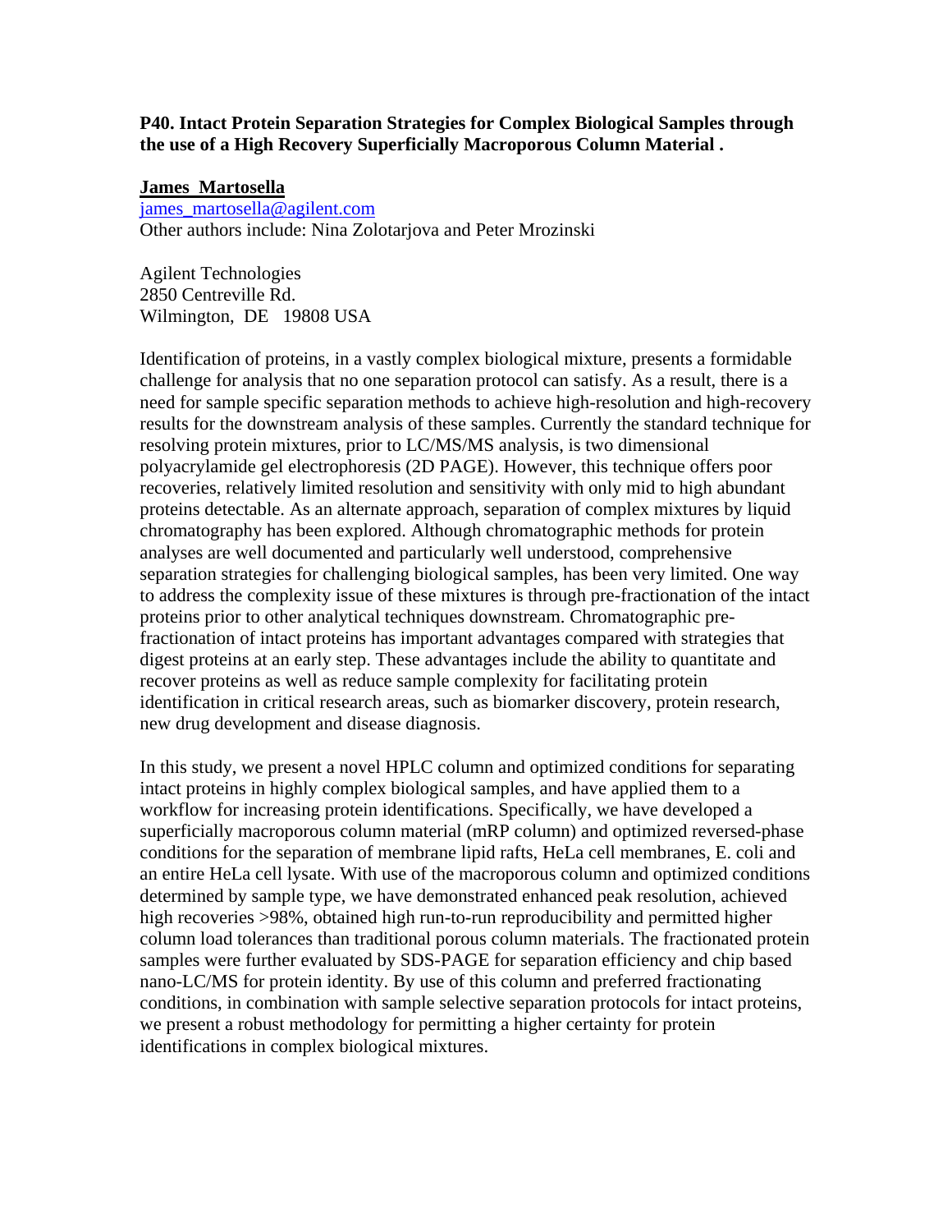**P40. Intact Protein Separation Strategies for Complex Biological Samples through the use of a High Recovery Superficially Macroporous Column Material .**

**James Martosella**
james_martosella@agilent.com
Other authors include: Nina Zolotarjova and Peter Mrozinski

Agilent Technologies
2850 Centreville Rd.
Wilmington, DE 19808 USA

Identification of proteins, in a vastly complex biological mixture, presents a formidable challenge for analysis that no one separation protocol can satisfy. As a result, there is a need for sample specific separation methods to achieve high-resolution and high-recovery results for the downstream analysis of these samples. Currently the standard technique for resolving protein mixtures, prior to LC/MS/MS analysis, is two dimensional polyacrylamide gel electrophoresis (2D PAGE). However, this technique offers poor recoveries, relatively limited resolution and sensitivity with only mid to high abundant proteins detectable. As an alternate approach, separation of complex mixtures by liquid chromatography has been explored. Although chromatographic methods for protein analyses are well documented and particularly well understood, comprehensive separation strategies for challenging biological samples, has been very limited. One way to address the complexity issue of these mixtures is through pre-fractionation of the intact proteins prior to other analytical techniques downstream. Chromatographic pre-fractionation of intact proteins has important advantages compared with strategies that digest proteins at an early step. These advantages include the ability to quantitate and recover proteins as well as reduce sample complexity for facilitating protein identification in critical research areas, such as biomarker discovery, protein research, new drug development and disease diagnosis.

In this study, we present a novel HPLC column and optimized conditions for separating intact proteins in highly complex biological samples, and have applied them to a workflow for increasing protein identifications. Specifically, we have developed a superficially macroporous column material (mRP column) and optimized reversed-phase conditions for the separation of membrane lipid rafts, HeLa cell membranes, E. coli and an entire HeLa cell lysate. With use of the macroporous column and optimized conditions determined by sample type, we have demonstrated enhanced peak resolution, achieved high recoveries >98%, obtained high run-to-run reproducibility and permitted higher column load tolerances than traditional porous column materials. The fractionated protein samples were further evaluated by SDS-PAGE for separation efficiency and chip based nano-LC/MS for protein identity. By use of this column and preferred fractionating conditions, in combination with sample selective separation protocols for intact proteins, we present a robust methodology for permitting a higher certainty for protein identifications in complex biological mixtures.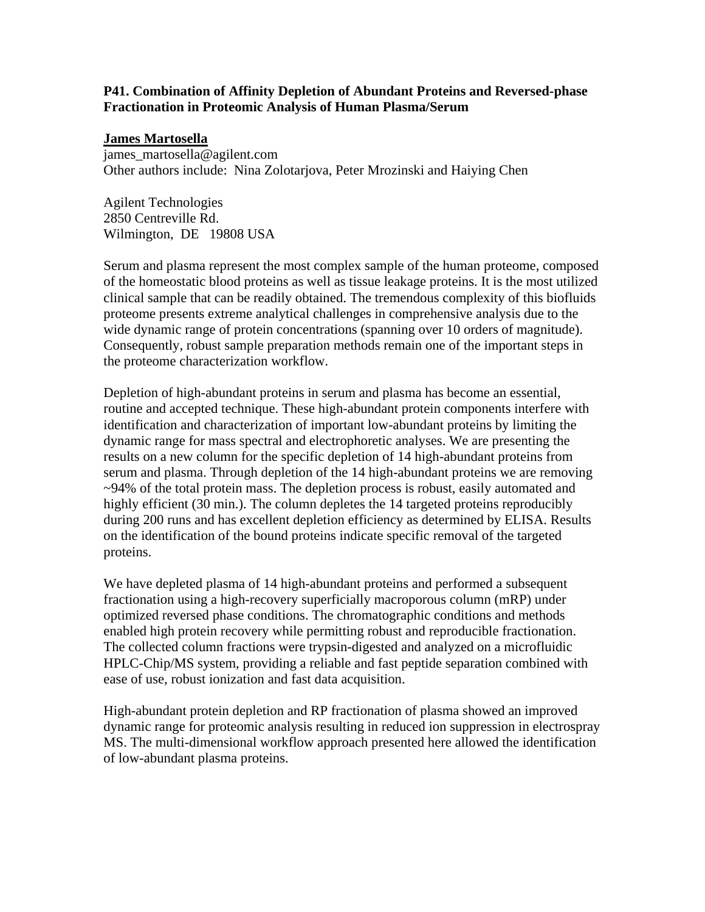**P41. Combination of Affinity Depletion of Abundant Proteins and Reversed-phase Fractionation in Proteomic Analysis of Human Plasma/Serum**

**<u>James Martosella</u>**
james_martosella@agilent.com
Other authors include: Nina Zolotarjova, Peter Mrozinski and Haiying Chen

Agilent Technologies
2850 Centreville Rd.
Wilmington, DE 19808 USA

Serum and plasma represent the most complex sample of the human proteome, composed of the homeostatic blood proteins as well as tissue leakage proteins. It is the most utilized clinical sample that can be readily obtained. The tremendous complexity of this biofluids proteome presents extreme analytical challenges in comprehensive analysis due to the wide dynamic range of protein concentrations (spanning over 10 orders of magnitude). Consequently, robust sample preparation methods remain one of the important steps in the proteome characterization workflow.

Depletion of high-abundant proteins in serum and plasma has become an essential, routine and accepted technique. These high-abundant protein components interfere with identification and characterization of important low-abundant proteins by limiting the dynamic range for mass spectral and electrophoretic analyses. We are presenting the results on a new column for the specific depletion of 14 high-abundant proteins from serum and plasma. Through depletion of the 14 high-abundant proteins we are removing ~94% of the total protein mass. The depletion process is robust, easily automated and highly efficient (30 min.). The column depletes the 14 targeted proteins reproducibly during 200 runs and has excellent depletion efficiency as determined by ELISA. Results on the identification of the bound proteins indicate specific removal of the targeted proteins.

We have depleted plasma of 14 high-abundant proteins and performed a subsequent fractionation using a high-recovery superficially macroporous column (mRP) under optimized reversed phase conditions. The chromatographic conditions and methods enabled high protein recovery while permitting robust and reproducible fractionation. The collected column fractions were trypsin-digested and analyzed on a microfluidic HPLC-Chip/MS system, providing a reliable and fast peptide separation combined with ease of use, robust ionization and fast data acquisition.

High-abundant protein depletion and RP fractionation of plasma showed an improved dynamic range for proteomic analysis resulting in reduced ion suppression in electrospray MS. The multi-dimensional workflow approach presented here allowed the identification of low-abundant plasma proteins.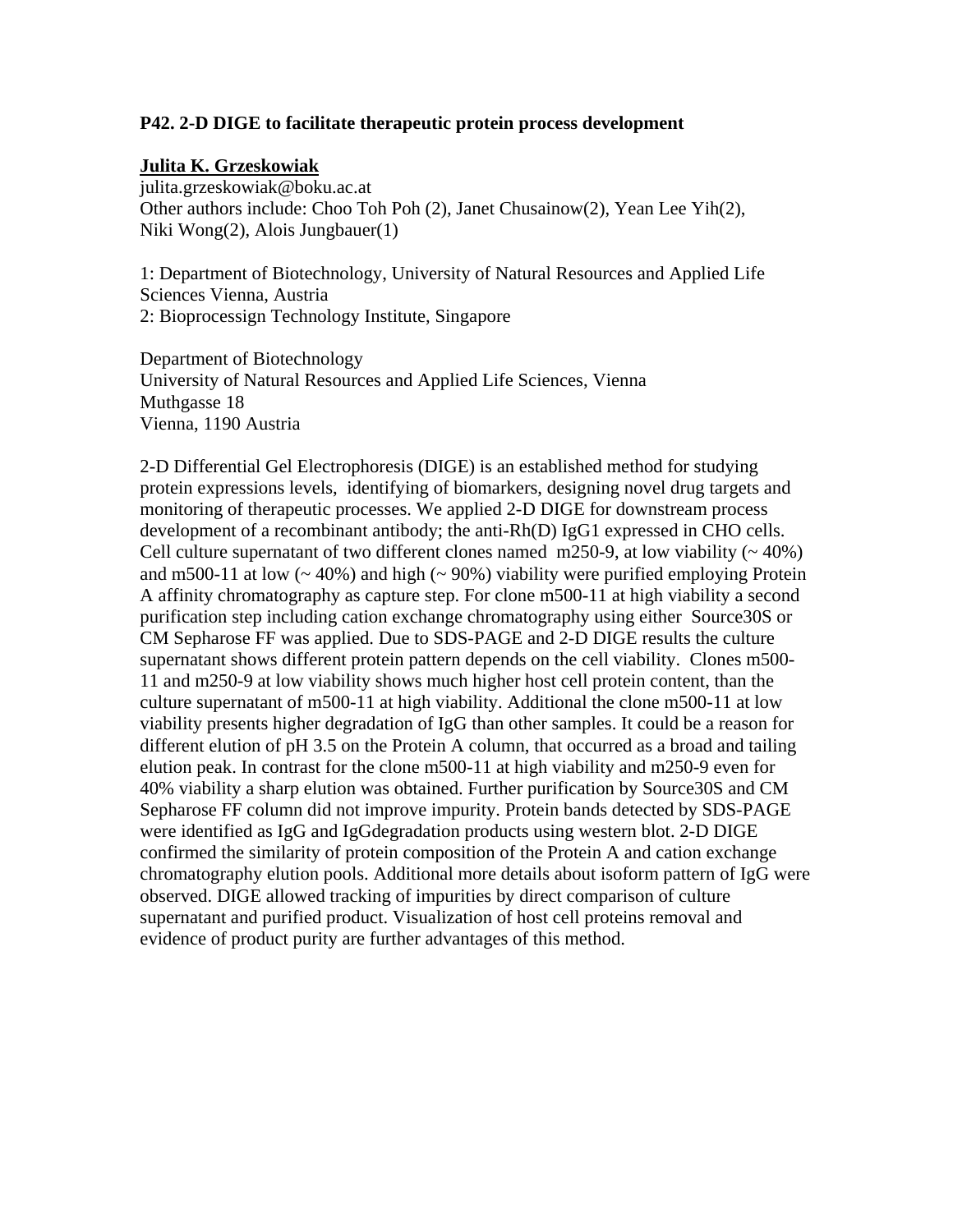**P42. 2-D DIGE to facilitate therapeutic protein process development**

**Julita K. Grzeskowiak**
julita.grzeskowiak@boku.ac.at
Other authors include: Choo Toh Poh (2), Janet Chusainow(2), Yean Lee Yih(2), Niki Wong(2), Alois Jungbauer(1)

1: Department of Biotechnology, University of Natural Resources and Applied Life Sciences Vienna, Austria
2: Bioprocessign Technology Institute, Singapore

Department of Biotechnology
University of Natural Resources and Applied Life Sciences, Vienna
Muthgasse 18
Vienna, 1190 Austria

2-D Differential Gel Electrophoresis (DIGE) is an established method for studying protein expressions levels, identifying of biomarkers, designing novel drug targets and monitoring of therapeutic processes. We applied 2-D DIGE for downstream process development of a recombinant antibody; the anti-Rh(D) IgG1 expressed in CHO cells. Cell culture supernatant of two different clones named m250-9, at low viability (~ 40%) and m500-11 at low (~ 40%) and high (~ 90%) viability were purified employing Protein A affinity chromatography as capture step. For clone m500-11 at high viability a second purification step including cation exchange chromatography using either Source30S or CM Sepharose FF was applied. Due to SDS-PAGE and 2-D DIGE results the culture supernatant shows different protein pattern depends on the cell viability. Clones m500-11 and m250-9 at low viability shows much higher host cell protein content, than the culture supernatant of m500-11 at high viability. Additional the clone m500-11 at low viability presents higher degradation of IgG than other samples. It could be a reason for different elution of pH 3.5 on the Protein A column, that occurred as a broad and tailing elution peak. In contrast for the clone m500-11 at high viability and m250-9 even for 40% viability a sharp elution was obtained. Further purification by Source30S and CM Sepharose FF column did not improve impurity. Protein bands detected by SDS-PAGE were identified as IgG and IgGdegradation products using western blot. 2-D DIGE confirmed the similarity of protein composition of the Protein A and cation exchange chromatography elution pools. Additional more details about isoform pattern of IgG were observed. DIGE allowed tracking of impurities by direct comparison of culture supernatant and purified product. Visualization of host cell proteins removal and evidence of product purity are further advantages of this method.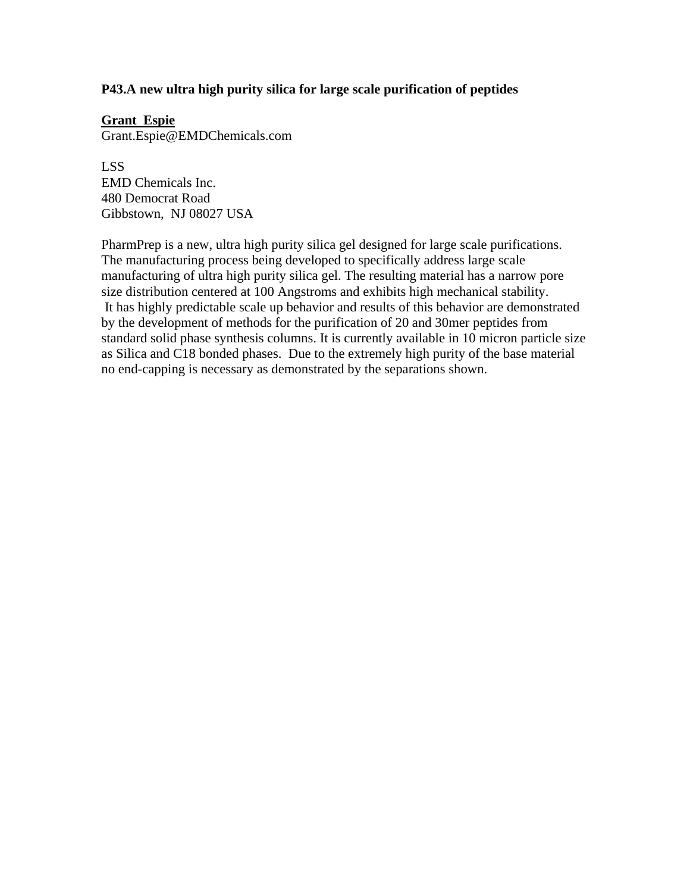### P43.A new ultra high purity silica for large scale purification of peptides

**<u>Grant Espie</u>**
Grant.Espie@EMDChemicals.com

LSS
EMD Chemicals Inc.
480 Democrat Road
Gibbstown, NJ 08027 USA

PharmPrep is a new, ultra high purity silica gel designed for large scale purifications. The manufacturing process being developed to specifically address large scale manufacturing of ultra high purity silica gel. The resulting material has a narrow pore size distribution centered at 100 Angstroms and exhibits high mechanical stability. It has highly predictable scale up behavior and results of this behavior are demonstrated by the development of methods for the purification of 20 and 30mer peptides from standard solid phase synthesis columns. It is currently available in 10 micron particle size as Silica and C18 bonded phases. Due to the extremely high purity of the base material no end-capping is necessary as demonstrated by the separations shown.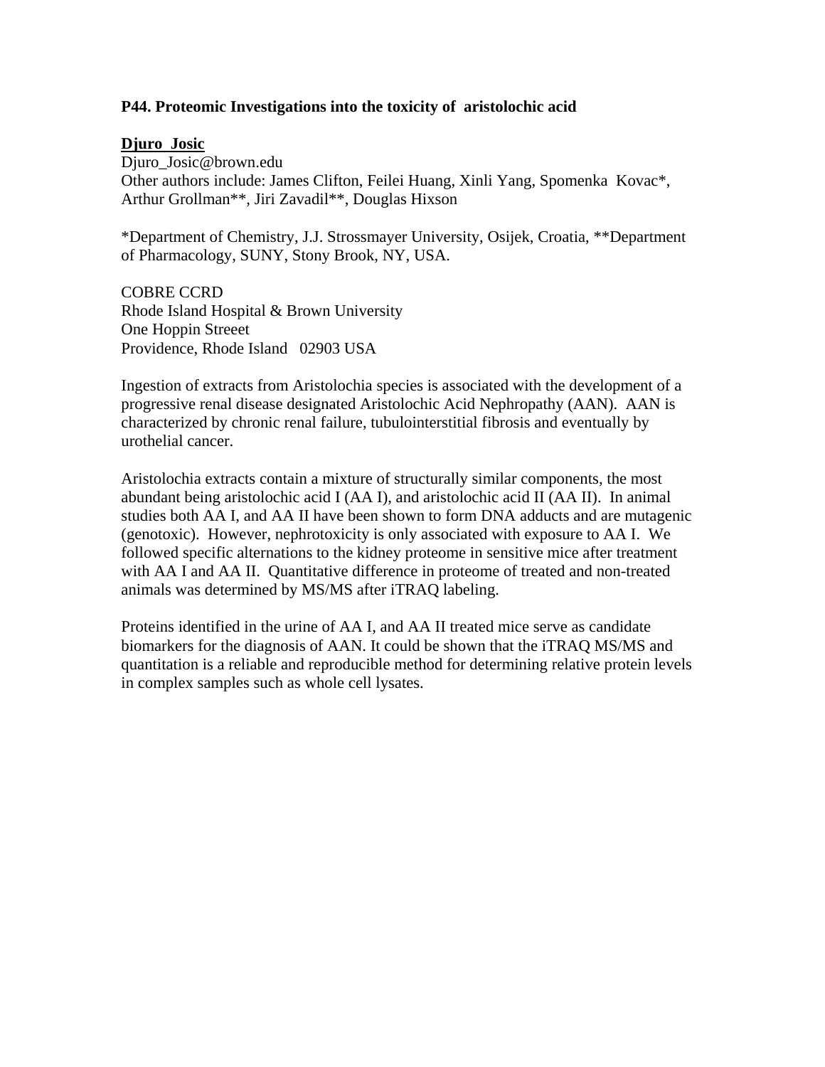**P44. Proteomic Investigations into the toxicity of aristolochic acid**

**Djuro Josic**
Djuro_Josic@brown.edu
Other authors include: James Clifton, Feilei Huang, Xinli Yang, Spomenka Kovac*, Arthur Grollman**, Jiri Zavadil**, Douglas Hixson

*Department of Chemistry, J.J. Strossmayer University, Osijek, Croatia, **Department of Pharmacology, SUNY, Stony Brook, NY, USA.

COBRE CCRD
Rhode Island Hospital & Brown University
One Hoppin Streeet
Providence, Rhode Island 02903 USA

Ingestion of extracts from Aristolochia species is associated with the development of a progressive renal disease designated Aristolochic Acid Nephropathy (AAN). AAN is characterized by chronic renal failure, tubulointerstitial fibrosis and eventually by urothelial cancer.

Aristolochia extracts contain a mixture of structurally similar components, the most abundant being aristolochic acid I (AA I), and aristolochic acid II (AA II). In animal studies both AA I, and AA II have been shown to form DNA adducts and are mutagenic (genotoxic). However, nephrotoxicity is only associated with exposure to AA I. We followed specific alternations to the kidney proteome in sensitive mice after treatment with AA I and AA II. Quantitative difference in proteome of treated and non-treated animals was determined by MS/MS after iTRAQ labeling.

Proteins identified in the urine of AA I, and AA II treated mice serve as candidate biomarkers for the diagnosis of AAN. It could be shown that the iTRAQ MS/MS and quantitation is a reliable and reproducible method for determining relative protein levels in complex samples such as whole cell lysates.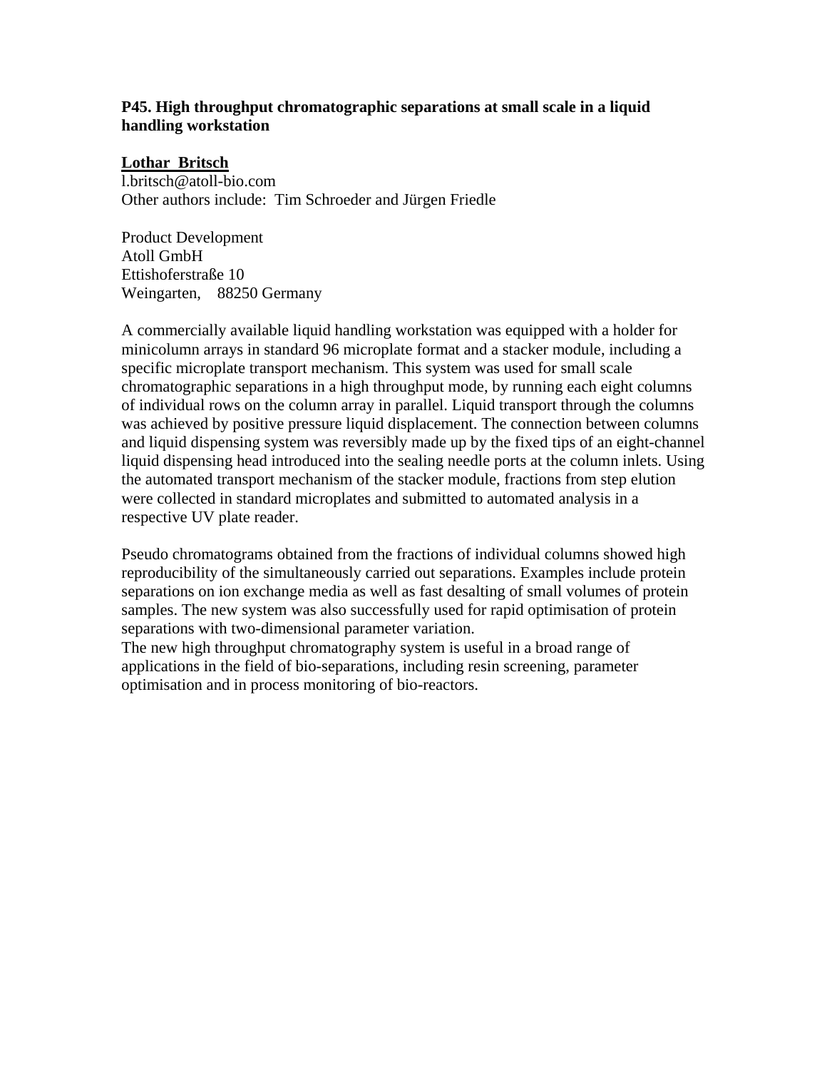**P45. High throughput chromatographic separations at small scale in a liquid handling workstation**

**Lothar Britsch**
l.britsch@atoll-bio.com
Other authors include: Tim Schroeder and Jürgen Friedle

Product Development
Atoll GmbH
Ettishoferstraße 10
Weingarten, 88250 Germany

A commercially available liquid handling workstation was equipped with a holder for minicolumn arrays in standard 96 microplate format and a stacker module, including a specific microplate transport mechanism. This system was used for small scale chromatographic separations in a high throughput mode, by running each eight columns of individual rows on the column array in parallel. Liquid transport through the columns was achieved by positive pressure liquid displacement. The connection between columns and liquid dispensing system was reversibly made up by the fixed tips of an eight-channel liquid dispensing head introduced into the sealing needle ports at the column inlets. Using the automated transport mechanism of the stacker module, fractions from step elution were collected in standard microplates and submitted to automated analysis in a respective UV plate reader.

Pseudo chromatograms obtained from the fractions of individual columns showed high reproducibility of the simultaneously carried out separations. Examples include protein separations on ion exchange media as well as fast desalting of small volumes of protein samples. The new system was also successfully used for rapid optimisation of protein separations with two-dimensional parameter variation.
The new high throughput chromatography system is useful in a broad range of applications in the field of bio-separations, including resin screening, parameter optimisation and in process monitoring of bio-reactors.